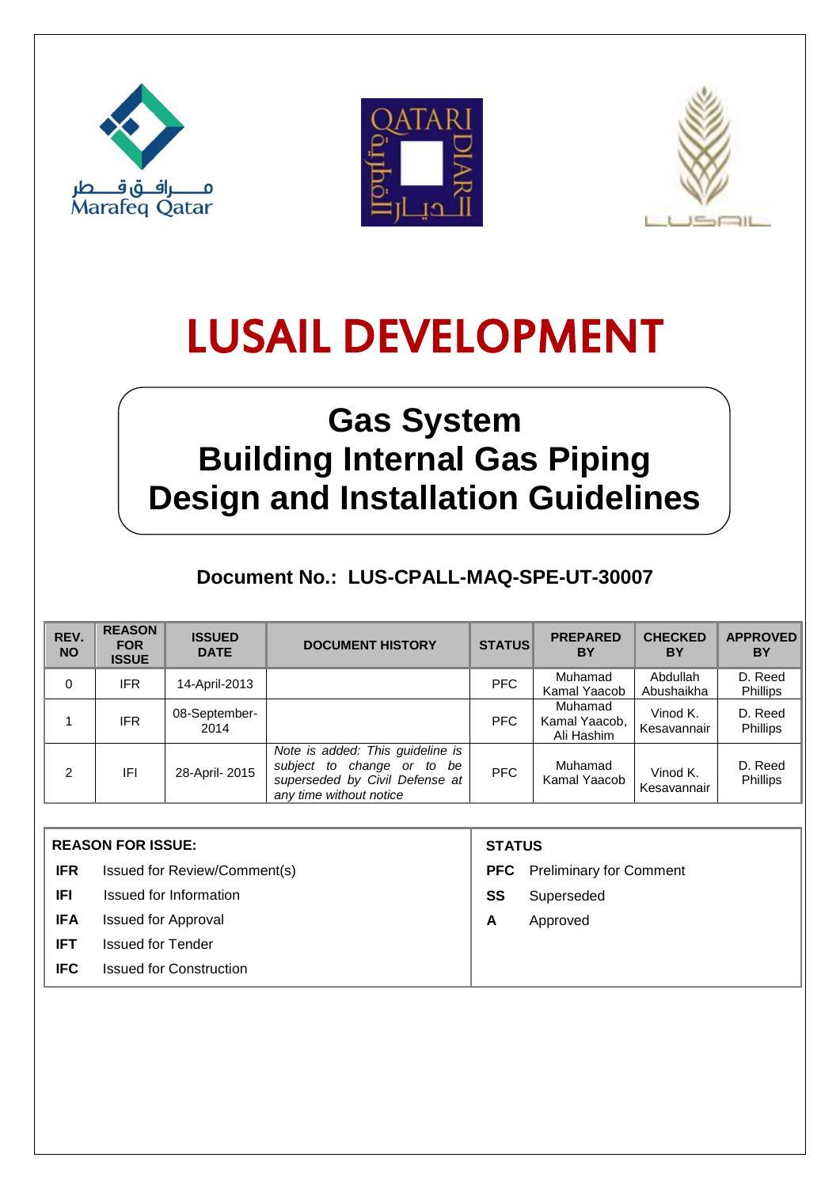Marafeq Qatar

QATARI DIAR

LUSAIL

# LUSAIL DEVELOPMENT

# Gas System
# Building Internal Gas Piping
# Design and Installation Guidelines

## Document No.: LUS-CPALL-MAQ-SPE-UT-30007

| REV. NO | REASON FOR ISSUE | ISSUED DATE | DOCUMENT HISTORY | STATUS | PREPARED BY | CHECKED BY | APPROVED BY |
|---|---|---|---|---|---|---|---|
| 0 | IFR | 14-April-2013 | | PFC | Muhamad Kamal Yaacob | Abdullah Abushaikha | D. Reed Phillips |
| 1 | IFR | 08-September-2014 | | PFC | Muhamad Kamal Yaacob, Ali Hashim | Vinod K. Kesavannair | D. Reed Phillips |
| 2 | IFI | 28-April- 2015 | *Note is added: This guideline is subject to change or to be superseded by Civil Defense at any time without notice* | PFC | Muhamad Kamal Yaacob | Vinod K. Kesavannair | D. Reed Phillips |

| REASON FOR ISSUE: | | STATUS | |
|---|---|---|---|
| **IFR** | Issued for Review/Comment(s) | **PFC** | Preliminary for Comment |
| **IFI** | Issued for Information | **SS** | Superseded |
| **IFA** | Issued for Approval | **A** | Approved |
| **IFT** | Issued for Tender | | |
| **IFC** | Issued for Construction | | |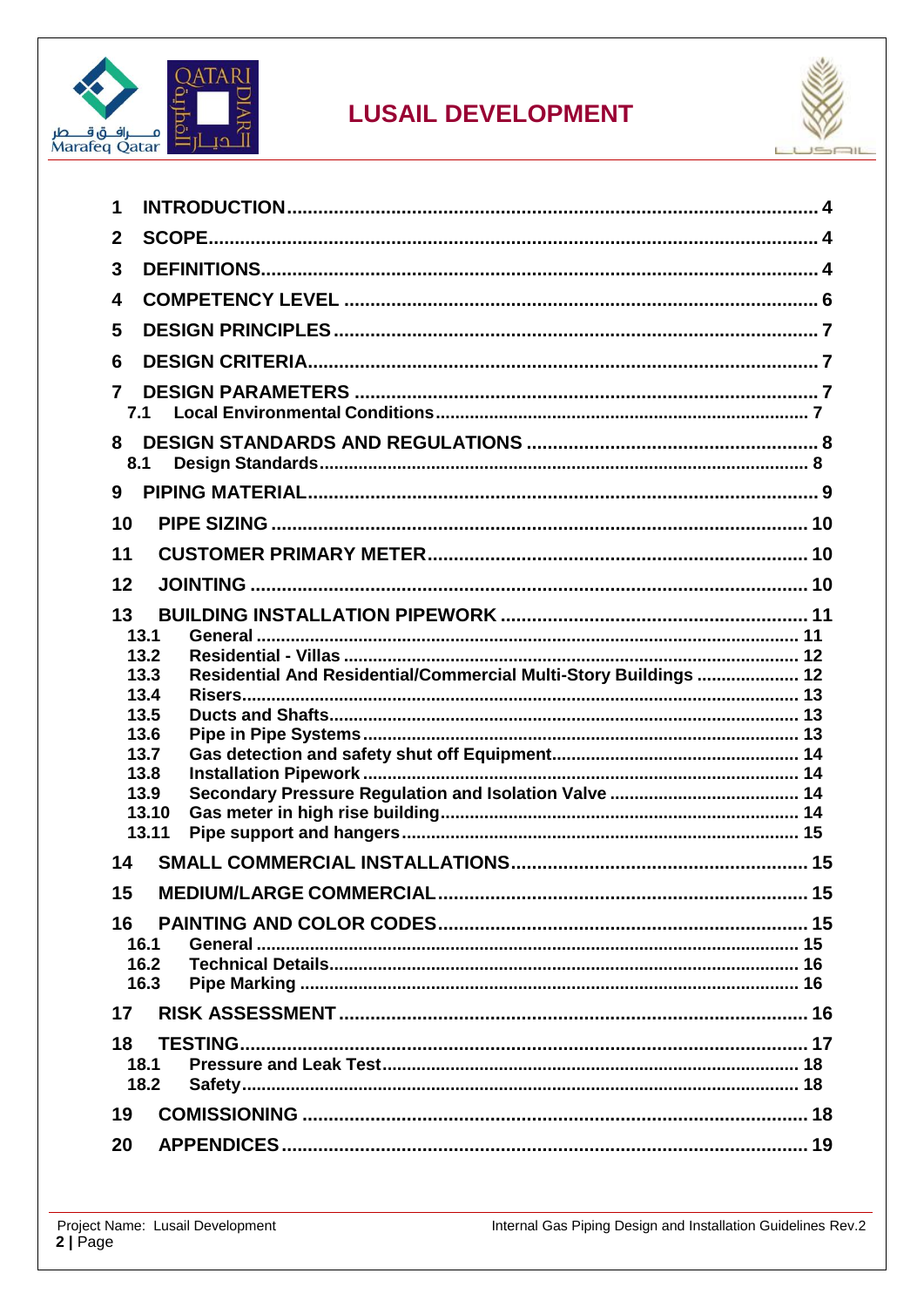| | | |
|---|---|---|
| **1** | **INTRODUCTION** | **4** |
| **2** | **SCOPE** | **4** |
| **3** | **DEFINITIONS** | **4** |
| **4** | **COMPETENCY LEVEL** | **6** |
| **5** | **DESIGN PRINCIPLES** | **7** |
| **6** | **DESIGN CRITERIA** | **7** |
| **7** | **DESIGN PARAMETERS** | **7** |
| 7.1 | Local Environmental Conditions | 7 |
| **8** | **DESIGN STANDARDS AND REGULATIONS** | **8** |
| 8.1 | Design Standards | 8 |
| **9** | **PIPING MATERIAL** | **9** |
| **10** | **PIPE SIZING** | **10** |
| **11** | **CUSTOMER PRIMARY METER** | **10** |
| **12** | **JOINTING** | **10** |
| **13** | **BUILDING INSTALLATION PIPEWORK** | **11** |
| 13.1 | General | 11 |
| 13.2 | Residential - Villas | 12 |
| 13.3 | Residential And Residential/Commercial Multi-Story Buildings | 12 |
| 13.4 | Risers | 13 |
| 13.5 | Ducts and Shafts | 13 |
| 13.6 | Pipe in Pipe Systems | 13 |
| 13.7 | Gas detection and safety shut off Equipment | 14 |
| 13.8 | Installation Pipework | 14 |
| 13.9 | Secondary Pressure Regulation and Isolation Valve | 14 |
| 13.10 | Gas meter in high rise building | 14 |
| 13.11 | Pipe support and hangers | 15 |
| **14** | **SMALL COMMERCIAL INSTALLATIONS** | **15** |
| **15** | **MEDIUM/LARGE COMMERCIAL** | **15** |
| **16** | **PAINTING AND COLOR CODES** | **15** |
| 16.1 | General | 15 |
| 16.2 | Technical Details | 16 |
| 16.3 | Pipe Marking | 16 |
| **17** | **RISK ASSESSMENT** | **16** |
| **18** | **TESTING** | **17** |
| 18.1 | Pressure and Leak Test | 18 |
| 18.2 | Safety | 18 |
| **19** | **COMISSIONING** | **18** |
| **20** | **APPENDICES** | **19** |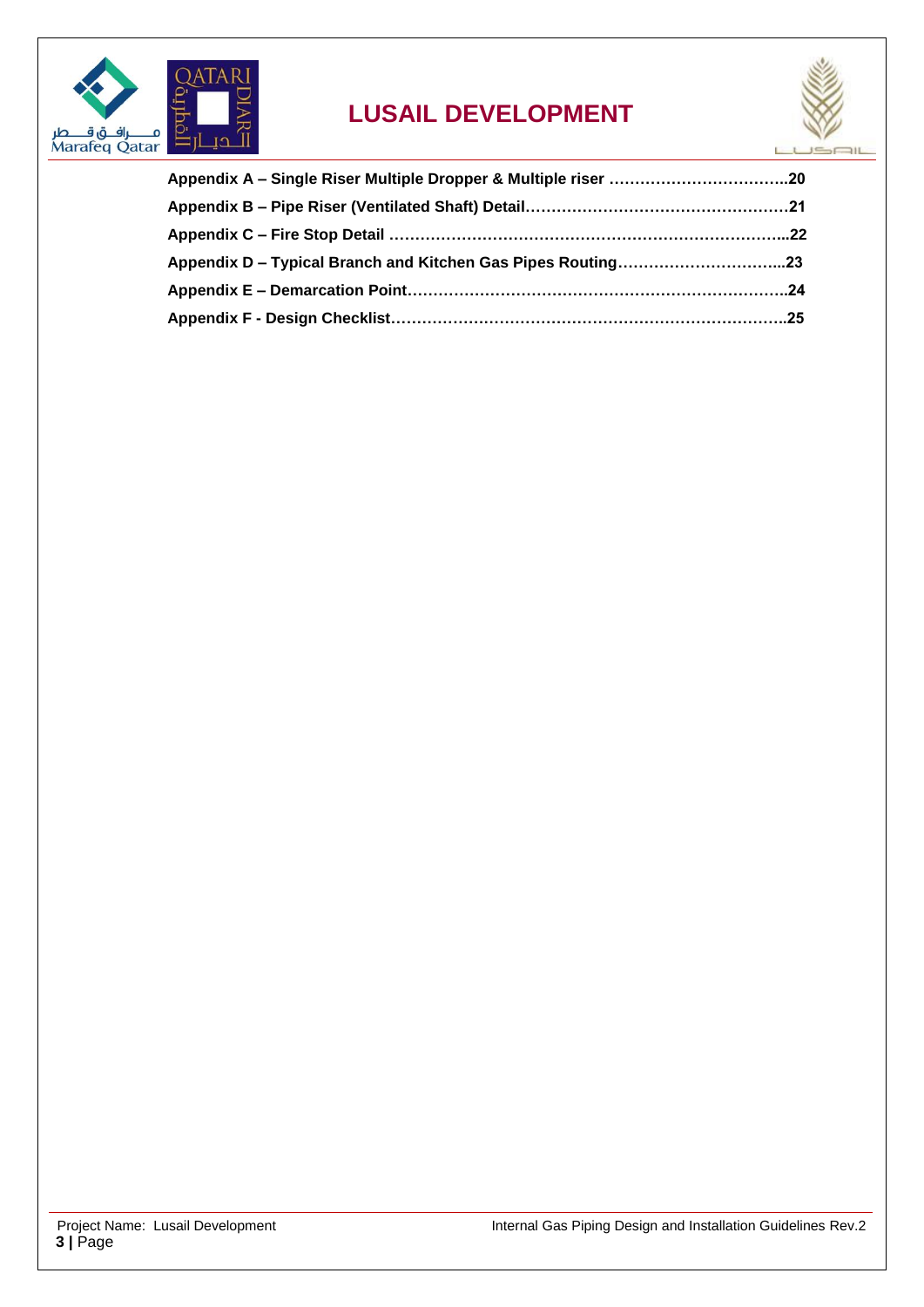**Appendix A – Single Riser Multiple Dropper & Multiple riser ……………………………….20**

**Appendix B – Pipe Riser (Ventilated Shaft) Detail……………………………………………21**

**Appendix C – Fire Stop Detail …………………………………………………………………..22**

**Appendix D – Typical Branch and Kitchen Gas Pipes Routing…………………………...23**

**Appendix E – Demarcation Point……………………………………………………………….24**

**Appendix F - Design Checklist…………………………………………………………………..25**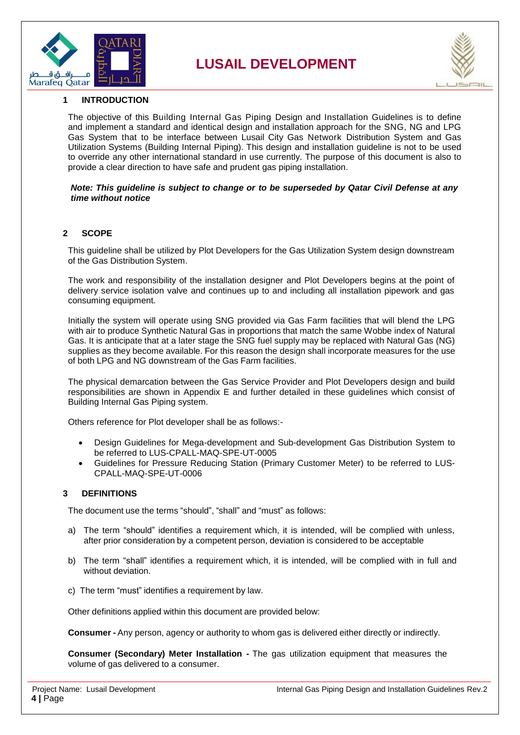## 1 INTRODUCTION

The objective of this Building Internal Gas Piping Design and Installation Guidelines is to define and implement a standard and identical design and installation approach for the SNG, NG and LPG Gas System that to be interface between Lusail City Gas Network Distribution System and Gas Utilization Systems (Building Internal Piping). This design and installation guideline is not to be used to override any other international standard in use currently. The purpose of this document is also to provide a clear direction to have safe and prudent gas piping installation.

***Note: This guideline is subject to change or to be superseded by Qatar Civil Defense at any time without notice***

## 2 SCOPE

This guideline shall be utilized by Plot Developers for the Gas Utilization System design downstream of the Gas Distribution System.

The work and responsibility of the installation designer and Plot Developers begins at the point of delivery service isolation valve and continues up to and including all installation pipework and gas consuming equipment.

Initially the system will operate using SNG provided via Gas Farm facilities that will blend the LPG with air to produce Synthetic Natural Gas in proportions that match the same Wobbe index of Natural Gas. It is anticipate that at a later stage the SNG fuel supply may be replaced with Natural Gas (NG) supplies as they become available. For this reason the design shall incorporate measures for the use of both LPG and NG downstream of the Gas Farm facilities.

The physical demarcation between the Gas Service Provider and Plot Developers design and build responsibilities are shown in Appendix E and further detailed in these guidelines which consist of Building Internal Gas Piping system.

Others reference for Plot developer shall be as follows:-

- Design Guidelines for Mega-development and Sub-development Gas Distribution System to be referred to LUS-CPALL-MAQ-SPE-UT-0005
- Guidelines for Pressure Reducing Station (Primary Customer Meter) to be referred to LUS-CPALL-MAQ-SPE-UT-0006

## 3 DEFINITIONS

The document use the terms "should", "shall" and "must" as follows:

a) The term "should" identifies a requirement which, it is intended, will be complied with unless, after prior consideration by a competent person, deviation is considered to be acceptable

b) The term "shall" identifies a requirement which, it is intended, will be complied with in full and without deviation.

c) The term "must" identifies a requirement by law.

Other definitions applied within this document are provided below:

**Consumer -** Any person, agency or authority to whom gas is delivered either directly or indirectly.

**Consumer (Secondary) Meter Installation -** The gas utilization equipment that measures the volume of gas delivered to a consumer.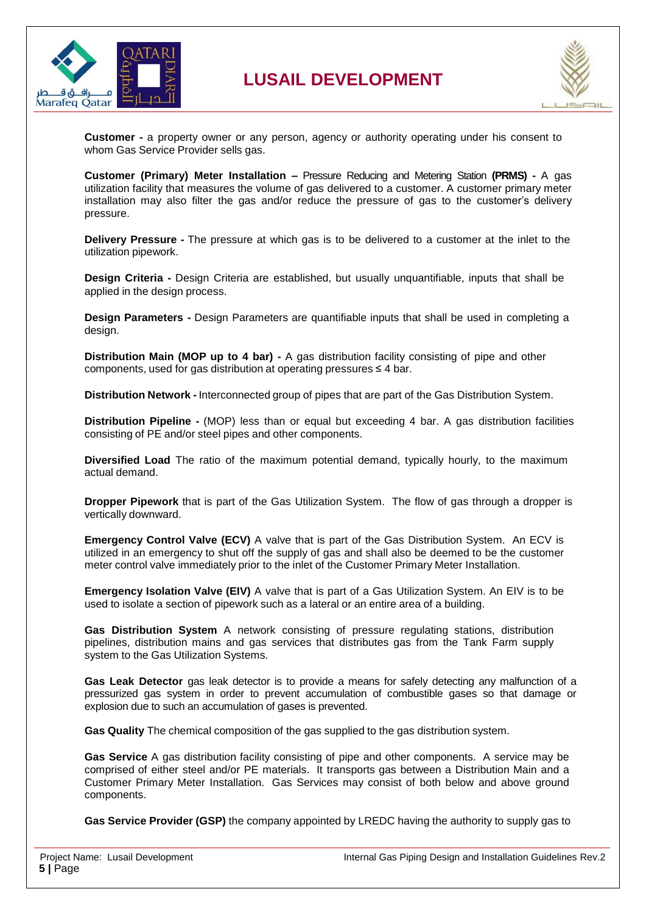**Customer -** a property owner or any person, agency or authority operating under his consent to whom Gas Service Provider sells gas.

**Customer (Primary) Meter Installation –** Pressure Reducing and Metering Station **(PRMS) -** A gas utilization facility that measures the volume of gas delivered to a customer. A customer primary meter installation may also filter the gas and/or reduce the pressure of gas to the customer's delivery pressure.

**Delivery Pressure -** The pressure at which gas is to be delivered to a customer at the inlet to the utilization pipework.

**Design Criteria -** Design Criteria are established, but usually unquantifiable, inputs that shall be applied in the design process.

**Design Parameters -** Design Parameters are quantifiable inputs that shall be used in completing a design.

**Distribution Main (MOP up to 4 bar) -** A gas distribution facility consisting of pipe and other components, used for gas distribution at operating pressures ≤ 4 bar.

**Distribution Network -** Interconnected group of pipes that are part of the Gas Distribution System.

**Distribution Pipeline -** (MOP) less than or equal but exceeding 4 bar. A gas distribution facilities consisting of PE and/or steel pipes and other components.

**Diversified Load** The ratio of the maximum potential demand, typically hourly, to the maximum actual demand.

**Dropper Pipework** that is part of the Gas Utilization System. The flow of gas through a dropper is vertically downward.

**Emergency Control Valve (ECV)** A valve that is part of the Gas Distribution System. An ECV is utilized in an emergency to shut off the supply of gas and shall also be deemed to be the customer meter control valve immediately prior to the inlet of the Customer Primary Meter Installation.

**Emergency Isolation Valve (EIV)** A valve that is part of a Gas Utilization System. An EIV is to be used to isolate a section of pipework such as a lateral or an entire area of a building.

**Gas Distribution System** A network consisting of pressure regulating stations, distribution pipelines, distribution mains and gas services that distributes gas from the Tank Farm supply system to the Gas Utilization Systems.

**Gas Leak Detector** gas leak detector is to provide a means for safely detecting any malfunction of a pressurized gas system in order to prevent accumulation of combustible gases so that damage or explosion due to such an accumulation of gases is prevented.

**Gas Quality** The chemical composition of the gas supplied to the gas distribution system.

**Gas Service** A gas distribution facility consisting of pipe and other components. A service may be comprised of either steel and/or PE materials. It transports gas between a Distribution Main and a Customer Primary Meter Installation. Gas Services may consist of both below and above ground components.

**Gas Service Provider (GSP)** the company appointed by LREDC having the authority to supply gas to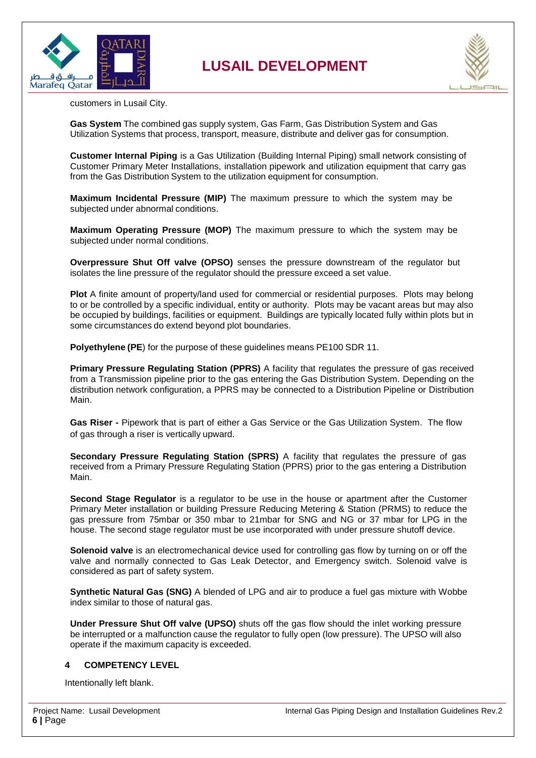customers in Lusail City.

**Gas System** The combined gas supply system, Gas Farm, Gas Distribution System and Gas Utilization Systems that process, transport, measure, distribute and deliver gas for consumption.

**Customer Internal Piping** is a Gas Utilization (Building Internal Piping) small network consisting of Customer Primary Meter Installations, installation pipework and utilization equipment that carry gas from the Gas Distribution System to the utilization equipment for consumption.

**Maximum Incidental Pressure (MIP)** The maximum pressure to which the system may be subjected under abnormal conditions.

**Maximum Operating Pressure (MOP)** The maximum pressure to which the system may be subjected under normal conditions.

**Overpressure Shut Off valve (OPSO)** senses the pressure downstream of the regulator but isolates the line pressure of the regulator should the pressure exceed a set value.

**Plot** A finite amount of property/land used for commercial or residential purposes. Plots may belong to or be controlled by a specific individual, entity or authority. Plots may be vacant areas but may also be occupied by buildings, facilities or equipment. Buildings are typically located fully within plots but in some circumstances do extend beyond plot boundaries.

**Polyethylene (PE**) for the purpose of these guidelines means PE100 SDR 11.

**Primary Pressure Regulating Station (PPRS)** A facility that regulates the pressure of gas received from a Transmission pipeline prior to the gas entering the Gas Distribution System. Depending on the distribution network configuration, a PPRS may be connected to a Distribution Pipeline or Distribution Main.

**Gas Riser -** Pipework that is part of either a Gas Service or the Gas Utilization System. The flow of gas through a riser is vertically upward.

**Secondary Pressure Regulating Station (SPRS)** A facility that regulates the pressure of gas received from a Primary Pressure Regulating Station (PPRS) prior to the gas entering a Distribution Main.

**Second Stage Regulator** is a regulator to be use in the house or apartment after the Customer Primary Meter installation or building Pressure Reducing Metering & Station (PRMS) to reduce the gas pressure from 75mbar or 350 mbar to 21mbar for SNG and NG or 37 mbar for LPG in the house. The second stage regulator must be use incorporated with under pressure shutoff device.

**Solenoid valve** is an electromechanical device used for controlling gas flow by turning on or off the valve and normally connected to Gas Leak Detector, and Emergency switch. Solenoid valve is considered as part of safety system.

**Synthetic Natural Gas (SNG)** A blended of LPG and air to produce a fuel gas mixture with Wobbe index similar to those of natural gas.

**Under Pressure Shut Off valve (UPSO)** shuts off the gas flow should the inlet working pressure be interrupted or a malfunction cause the regulator to fully open (low pressure). The UPSO will also operate if the maximum capacity is exceeded.

## 4 COMPETENCY LEVEL

Intentionally left blank.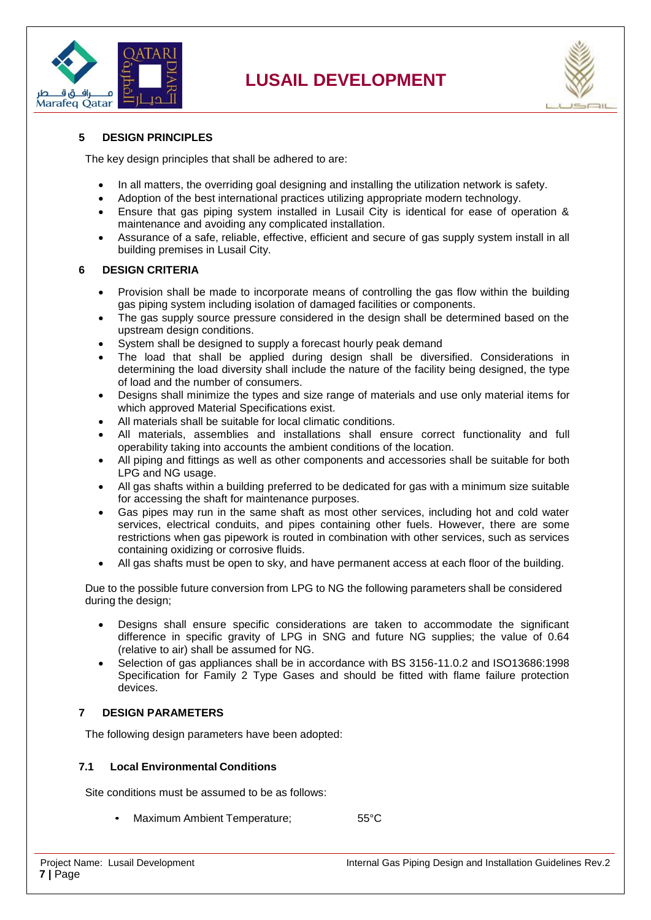## 5 DESIGN PRINCIPLES

The key design principles that shall be adhered to are:

- In all matters, the overriding goal designing and installing the utilization network is safety.
- Adoption of the best international practices utilizing appropriate modern technology.
- Ensure that gas piping system installed in Lusail City is identical for ease of operation & maintenance and avoiding any complicated installation.
- Assurance of a safe, reliable, effective, efficient and secure of gas supply system install in all building premises in Lusail City.

## 6 DESIGN CRITERIA

- Provision shall be made to incorporate means of controlling the gas flow within the building gas piping system including isolation of damaged facilities or components.
- The gas supply source pressure considered in the design shall be determined based on the upstream design conditions.
- System shall be designed to supply a forecast hourly peak demand
- The load that shall be applied during design shall be diversified. Considerations in determining the load diversity shall include the nature of the facility being designed, the type of load and the number of consumers.
- Designs shall minimize the types and size range of materials and use only material items for which approved Material Specifications exist.
- All materials shall be suitable for local climatic conditions.
- All materials, assemblies and installations shall ensure correct functionality and full operability taking into accounts the ambient conditions of the location.
- All piping and fittings as well as other components and accessories shall be suitable for both LPG and NG usage.
- All gas shafts within a building preferred to be dedicated for gas with a minimum size suitable for accessing the shaft for maintenance purposes.
- Gas pipes may run in the same shaft as most other services, including hot and cold water services, electrical conduits, and pipes containing other fuels. However, there are some restrictions when gas pipework is routed in combination with other services, such as services containing oxidizing or corrosive fluids.
- All gas shafts must be open to sky, and have permanent access at each floor of the building.

Due to the possible future conversion from LPG to NG the following parameters shall be considered during the design;

- Designs shall ensure specific considerations are taken to accommodate the significant difference in specific gravity of LPG in SNG and future NG supplies; the value of 0.64 (relative to air) shall be assumed for NG.
- Selection of gas appliances shall be in accordance with BS 3156-11.0.2 and ISO13686:1998 Specification for Family 2 Type Gases and should be fitted with flame failure protection devices.

## 7 DESIGN PARAMETERS

The following design parameters have been adopted:

### 7.1 Local Environmental Conditions

Site conditions must be assumed to be as follows:

- Maximum Ambient Temperature; 55°C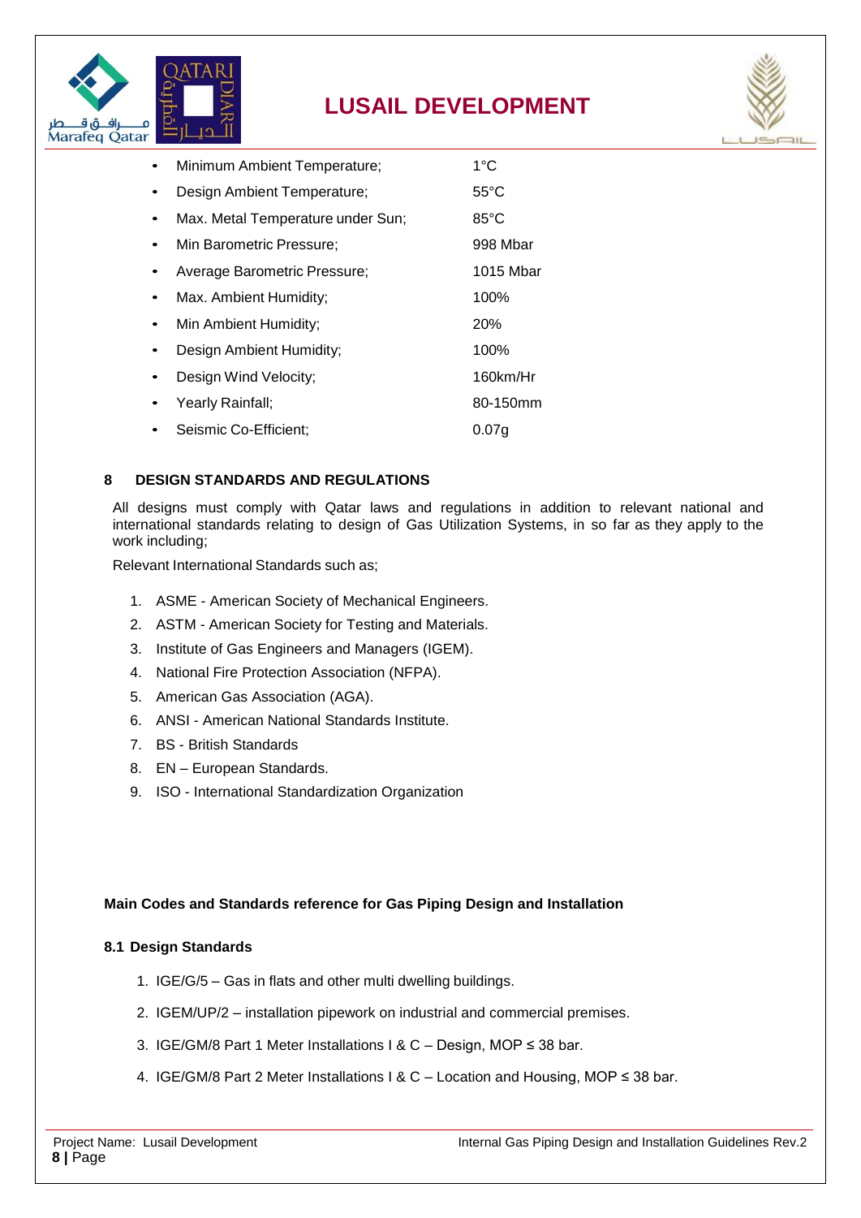- Minimum Ambient Temperature; 1°C
- Design Ambient Temperature; 55°C
- Max. Metal Temperature under Sun; 85°C
- Min Barometric Pressure; 998 Mbar
- Average Barometric Pressure; 1015 Mbar
- Max. Ambient Humidity; 100%
- Min Ambient Humidity; 20%
- Design Ambient Humidity; 100%
- Design Wind Velocity; 160km/Hr
- Yearly Rainfall; 80-150mm
- Seismic Co-Efficient; 0.07g

## 8 DESIGN STANDARDS AND REGULATIONS

All designs must comply with Qatar laws and regulations in addition to relevant national and international standards relating to design of Gas Utilization Systems, in so far as they apply to the work including;

Relevant International Standards such as;

1. ASME - American Society of Mechanical Engineers.
2. ASTM - American Society for Testing and Materials.
3. Institute of Gas Engineers and Managers (IGEM).
4. National Fire Protection Association (NFPA).
5. American Gas Association (AGA).
6. ANSI - American National Standards Institute.
7. BS - British Standards
8. EN – European Standards.
9. ISO - International Standardization Organization

**Main Codes and Standards reference for Gas Piping Design and Installation**

### 8.1 Design Standards

1. IGE/G/5 – Gas in flats and other multi dwelling buildings.
2. IGEM/UP/2 – installation pipework on industrial and commercial premises.
3. IGE/GM/8 Part 1 Meter Installations I & C – Design, MOP ≤ 38 bar.
4. IGE/GM/8 Part 2 Meter Installations I & C – Location and Housing, MOP ≤ 38 bar.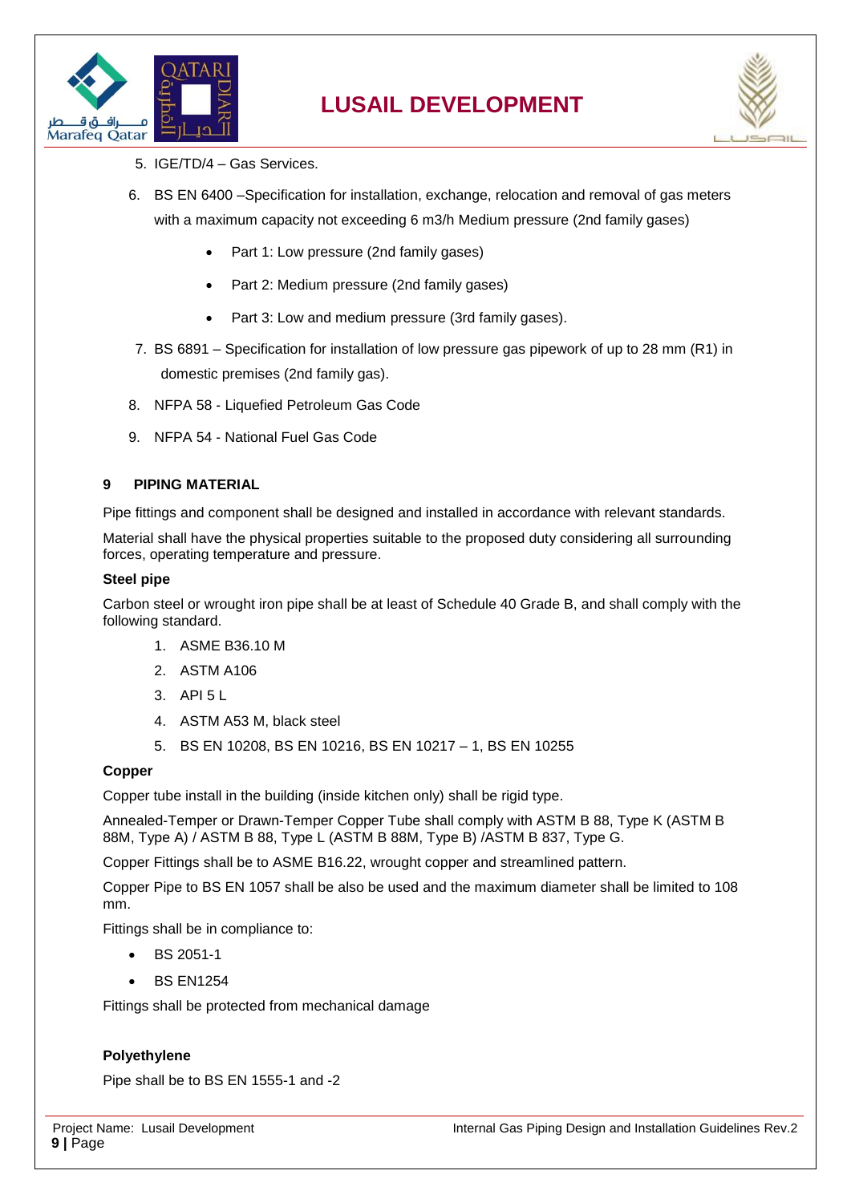5. IGE/TD/4 – Gas Services.
6. BS EN 6400 –Specification for installation, exchange, relocation and removal of gas meters with a maximum capacity not exceeding 6 m3/h Medium pressure (2nd family gases)
    - Part 1: Low pressure (2nd family gases)
    - Part 2: Medium pressure (2nd family gases)
    - Part 3: Low and medium pressure (3rd family gases).
7. BS 6891 – Specification for installation of low pressure gas pipework of up to 28 mm (R1) in domestic premises (2nd family gas).
8. NFPA 58 - Liquefied Petroleum Gas Code
9. NFPA 54 - National Fuel Gas Code

## 9 PIPING MATERIAL

Pipe fittings and component shall be designed and installed in accordance with relevant standards.

Material shall have the physical properties suitable to the proposed duty considering all surrounding forces, operating temperature and pressure.

**Steel pipe**

Carbon steel or wrought iron pipe shall be at least of Schedule 40 Grade B, and shall comply with the following standard.

1. ASME B36.10 M
2. ASTM A106
3. API 5 L
4. ASTM A53 M, black steel
5. BS EN 10208, BS EN 10216, BS EN 10217 – 1, BS EN 10255

**Copper**

Copper tube install in the building (inside kitchen only) shall be rigid type.

Annealed-Temper or Drawn-Temper Copper Tube shall comply with ASTM B 88, Type K (ASTM B 88M, Type A) / ASTM B 88, Type L (ASTM B 88M, Type B) /ASTM B 837, Type G.

Copper Fittings shall be to ASME B16.22, wrought copper and streamlined pattern.

Copper Pipe to BS EN 1057 shall be also be used and the maximum diameter shall be limited to 108 mm.

Fittings shall be in compliance to:

- BS 2051-1
- BS EN1254

Fittings shall be protected from mechanical damage

**Polyethylene**

Pipe shall be to BS EN 1555-1 and -2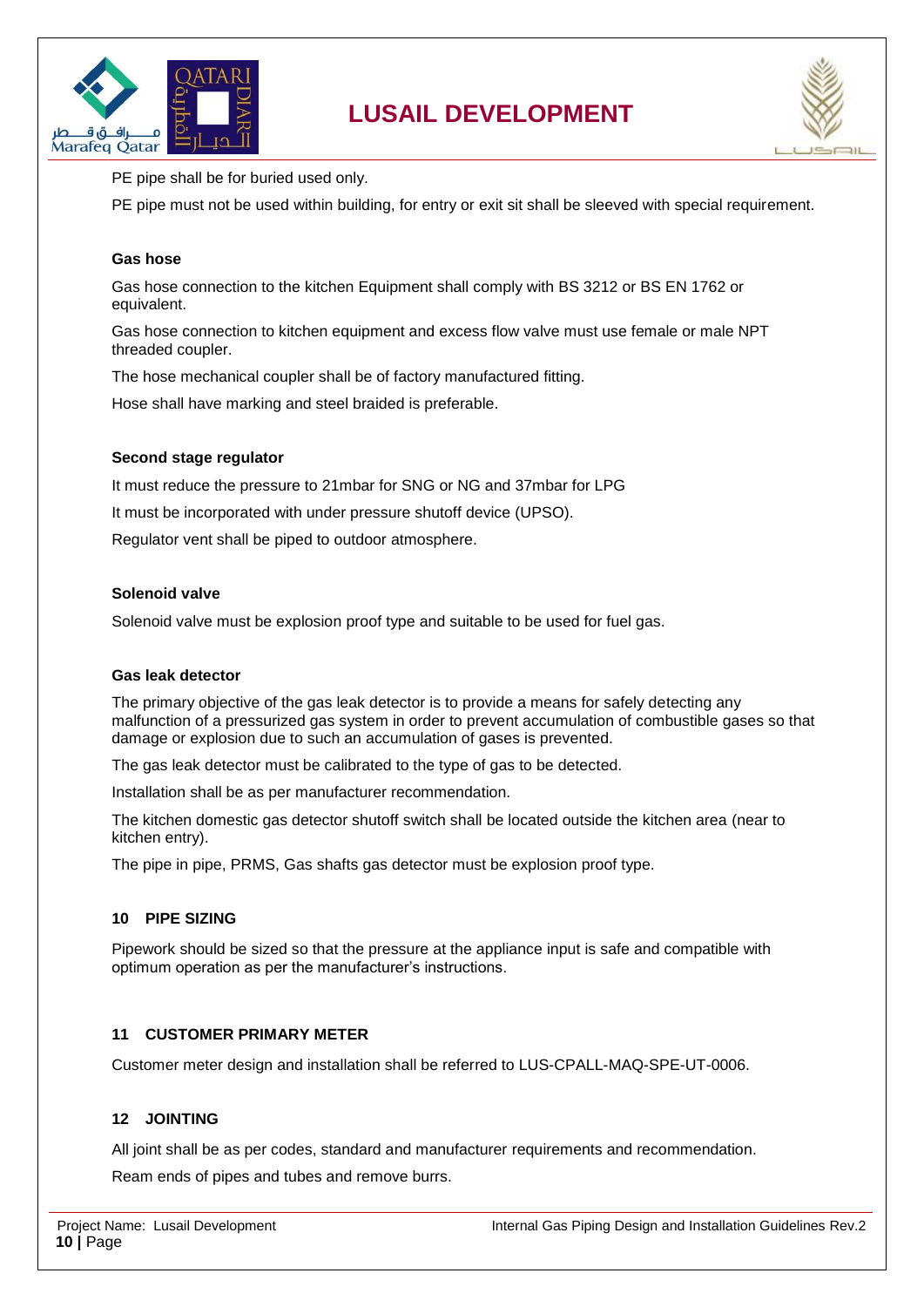PE pipe shall be for buried used only.

PE pipe must not be used within building, for entry or exit sit shall be sleeved with special requirement.

#### Gas hose

Gas hose connection to the kitchen Equipment shall comply with BS 3212 or BS EN 1762 or equivalent.

Gas hose connection to kitchen equipment and excess flow valve must use female or male NPT threaded coupler.

The hose mechanical coupler shall be of factory manufactured fitting.

Hose shall have marking and steel braided is preferable.

#### Second stage regulator

It must reduce the pressure to 21mbar for SNG or NG and 37mbar for LPG

It must be incorporated with under pressure shutoff device (UPSO).

Regulator vent shall be piped to outdoor atmosphere.

#### Solenoid valve

Solenoid valve must be explosion proof type and suitable to be used for fuel gas.

#### Gas leak detector

The primary objective of the gas leak detector is to provide a means for safely detecting any malfunction of a pressurized gas system in order to prevent accumulation of combustible gases so that damage or explosion due to such an accumulation of gases is prevented.

The gas leak detector must be calibrated to the type of gas to be detected.

Installation shall be as per manufacturer recommendation.

The kitchen domestic gas detector shutoff switch shall be located outside the kitchen area (near to kitchen entry).

The pipe in pipe, PRMS, Gas shafts gas detector must be explosion proof type.

## 10 PIPE SIZING

Pipework should be sized so that the pressure at the appliance input is safe and compatible with optimum operation as per the manufacturer's instructions.

## 11 CUSTOMER PRIMARY METER

Customer meter design and installation shall be referred to LUS-CPALL-MAQ-SPE-UT-0006.

## 12 JOINTING

All joint shall be as per codes, standard and manufacturer requirements and recommendation.

Ream ends of pipes and tubes and remove burrs.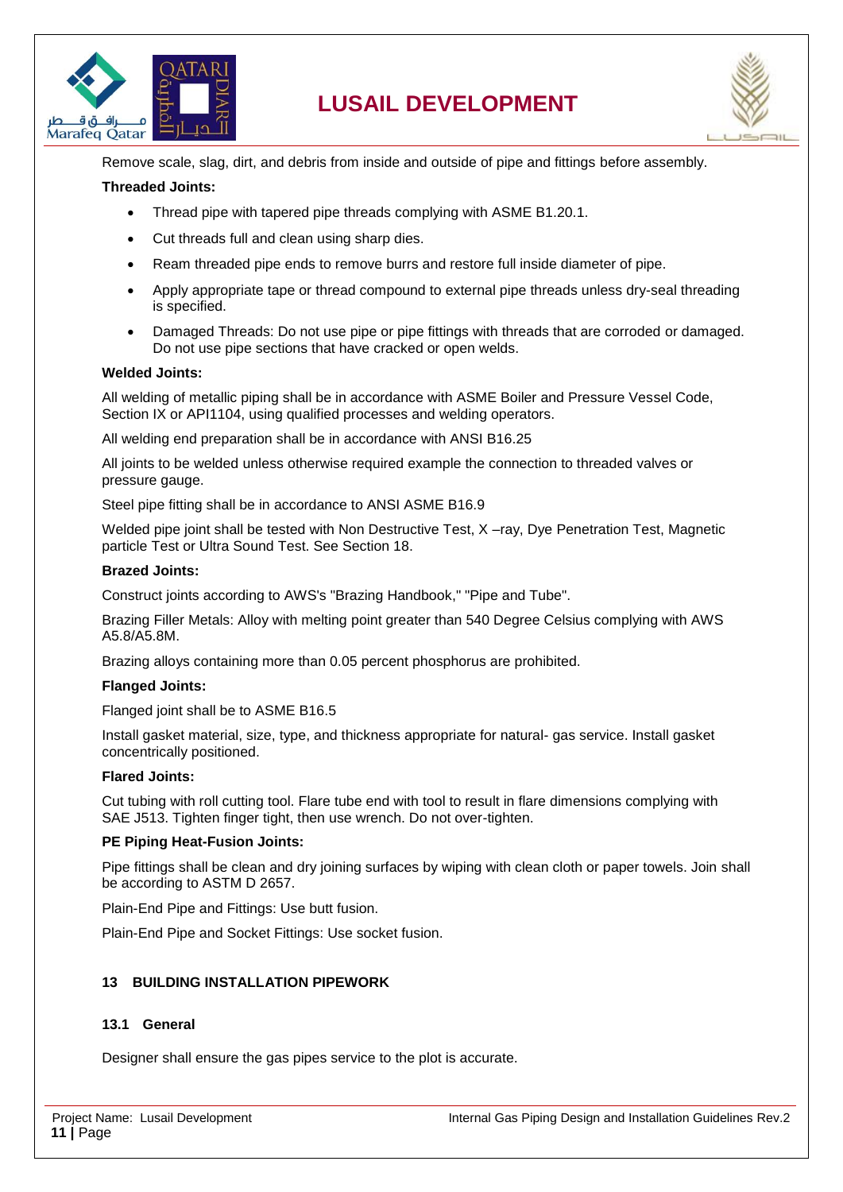Remove scale, slag, dirt, and debris from inside and outside of pipe and fittings before assembly.

**Threaded Joints:**

- Thread pipe with tapered pipe threads complying with ASME B1.20.1.
- Cut threads full and clean using sharp dies.
- Ream threaded pipe ends to remove burrs and restore full inside diameter of pipe.
- Apply appropriate tape or thread compound to external pipe threads unless dry-seal threading is specified.
- Damaged Threads: Do not use pipe or pipe fittings with threads that are corroded or damaged. Do not use pipe sections that have cracked or open welds.

**Welded Joints:**

All welding of metallic piping shall be in accordance with ASME Boiler and Pressure Vessel Code, Section IX or API1104, using qualified processes and welding operators.

All welding end preparation shall be in accordance with ANSI B16.25

All joints to be welded unless otherwise required example the connection to threaded valves or pressure gauge.

Steel pipe fitting shall be in accordance to ANSI ASME B16.9

Welded pipe joint shall be tested with Non Destructive Test, X –ray, Dye Penetration Test, Magnetic particle Test or Ultra Sound Test. See Section 18.

**Brazed Joints:**

Construct joints according to AWS's "Brazing Handbook," "Pipe and Tube".

Brazing Filler Metals: Alloy with melting point greater than 540 Degree Celsius complying with AWS A5.8/A5.8M.

Brazing alloys containing more than 0.05 percent phosphorus are prohibited.

**Flanged Joints:**

Flanged joint shall be to ASME B16.5

Install gasket material, size, type, and thickness appropriate for natural- gas service. Install gasket concentrically positioned.

**Flared Joints:**

Cut tubing with roll cutting tool. Flare tube end with tool to result in flare dimensions complying with SAE J513. Tighten finger tight, then use wrench. Do not over-tighten.

**PE Piping Heat-Fusion Joints:**

Pipe fittings shall be clean and dry joining surfaces by wiping with clean cloth or paper towels. Join shall be according to ASTM D 2657.

Plain-End Pipe and Fittings: Use butt fusion.

Plain-End Pipe and Socket Fittings: Use socket fusion.

## 13 BUILDING INSTALLATION PIPEWORK

### 13.1 General

Designer shall ensure the gas pipes service to the plot is accurate.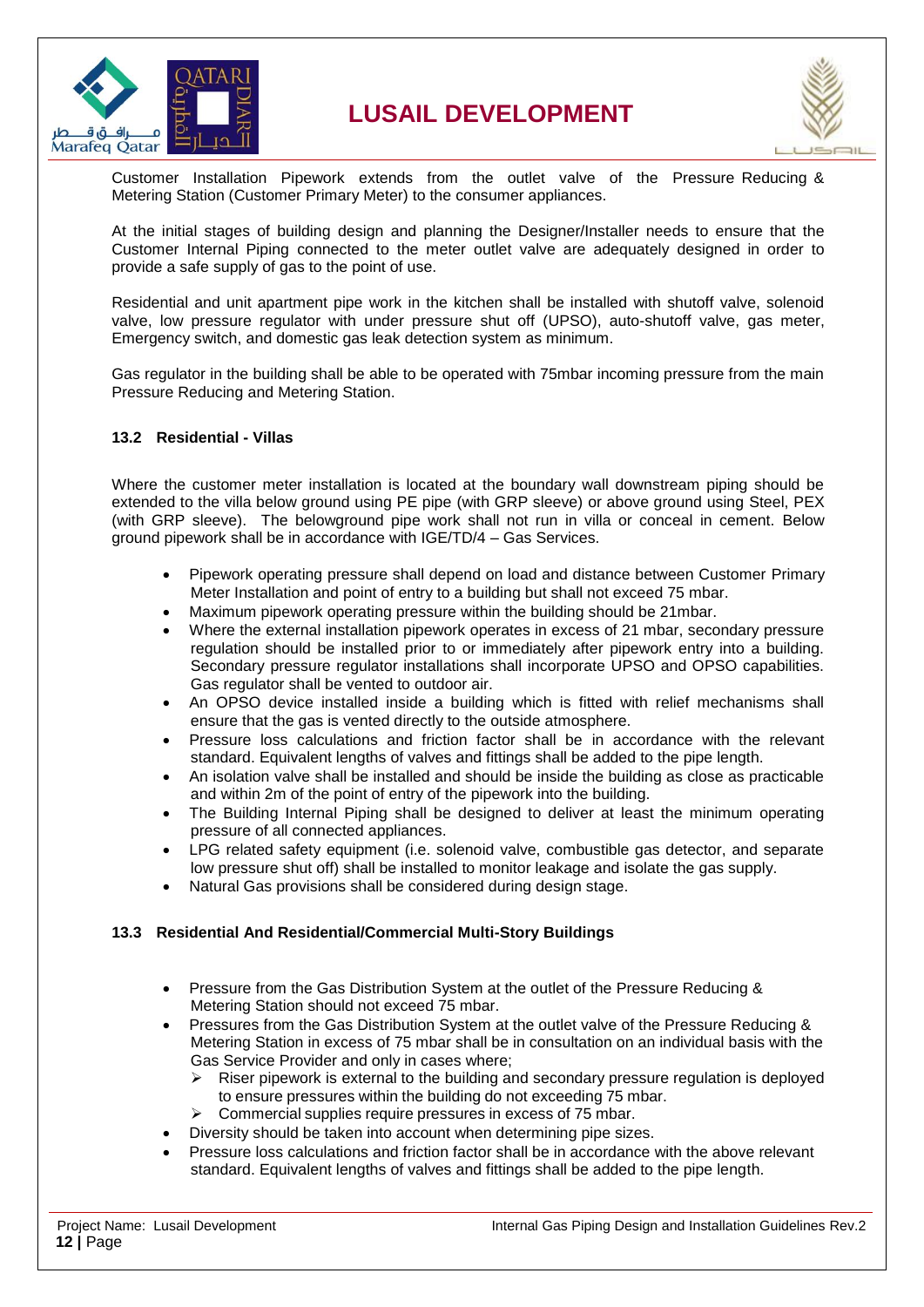Customer Installation Pipework extends from the outlet valve of the Pressure Reducing & Metering Station (Customer Primary Meter) to the consumer appliances.

At the initial stages of building design and planning the Designer/Installer needs to ensure that the Customer Internal Piping connected to the meter outlet valve are adequately designed in order to provide a safe supply of gas to the point of use.

Residential and unit apartment pipe work in the kitchen shall be installed with shutoff valve, solenoid valve, low pressure regulator with under pressure shut off (UPSO), auto-shutoff valve, gas meter, Emergency switch, and domestic gas leak detection system as minimum.

Gas regulator in the building shall be able to be operated with 75mbar incoming pressure from the main Pressure Reducing and Metering Station.

### 13.2 Residential - Villas

Where the customer meter installation is located at the boundary wall downstream piping should be extended to the villa below ground using PE pipe (with GRP sleeve) or above ground using Steel, PEX (with GRP sleeve). The belowground pipe work shall not run in villa or conceal in cement. Below ground pipework shall be in accordance with IGE/TD/4 – Gas Services.

- Pipework operating pressure shall depend on load and distance between Customer Primary Meter Installation and point of entry to a building but shall not exceed 75 mbar.
- Maximum pipework operating pressure within the building should be 21mbar.
- Where the external installation pipework operates in excess of 21 mbar, secondary pressure regulation should be installed prior to or immediately after pipework entry into a building. Secondary pressure regulator installations shall incorporate UPSO and OPSO capabilities. Gas regulator shall be vented to outdoor air.
- An OPSO device installed inside a building which is fitted with relief mechanisms shall ensure that the gas is vented directly to the outside atmosphere.
- Pressure loss calculations and friction factor shall be in accordance with the relevant standard. Equivalent lengths of valves and fittings shall be added to the pipe length.
- An isolation valve shall be installed and should be inside the building as close as practicable and within 2m of the point of entry of the pipework into the building.
- The Building Internal Piping shall be designed to deliver at least the minimum operating pressure of all connected appliances.
- LPG related safety equipment (i.e. solenoid valve, combustible gas detector, and separate low pressure shut off) shall be installed to monitor leakage and isolate the gas supply.
- Natural Gas provisions shall be considered during design stage.

### 13.3 Residential And Residential/Commercial Multi-Story Buildings

- Pressure from the Gas Distribution System at the outlet of the Pressure Reducing & Metering Station should not exceed 75 mbar.
- Pressures from the Gas Distribution System at the outlet valve of the Pressure Reducing & Metering Station in excess of 75 mbar shall be in consultation on an individual basis with the Gas Service Provider and only in cases where;
  - Riser pipework is external to the building and secondary pressure regulation is deployed to ensure pressures within the building do not exceeding 75 mbar.
  - Commercial supplies require pressures in excess of 75 mbar.
- Diversity should be taken into account when determining pipe sizes.
- Pressure loss calculations and friction factor shall be in accordance with the above relevant standard. Equivalent lengths of valves and fittings shall be added to the pipe length.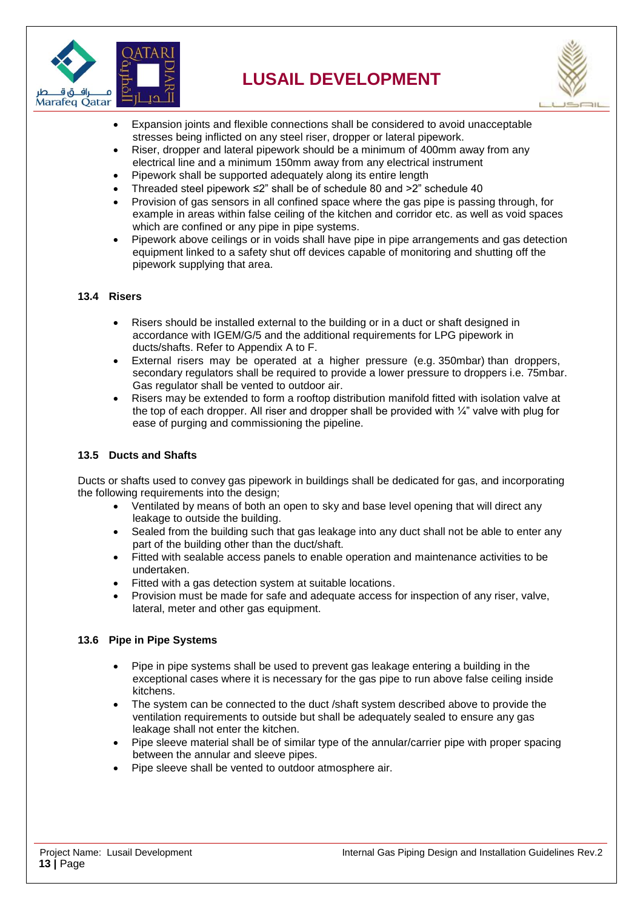- Expansion joints and flexible connections shall be considered to avoid unacceptable stresses being inflicted on any steel riser, dropper or lateral pipework.
- Riser, dropper and lateral pipework should be a minimum of 400mm away from any electrical line and a minimum 150mm away from any electrical instrument
- Pipework shall be supported adequately along its entire length
- Threaded steel pipework ≤2" shall be of schedule 80 and >2" schedule 40
- Provision of gas sensors in all confined space where the gas pipe is passing through, for example in areas within false ceiling of the kitchen and corridor etc. as well as void spaces which are confined or any pipe in pipe systems.
- Pipework above ceilings or in voids shall have pipe in pipe arrangements and gas detection equipment linked to a safety shut off devices capable of monitoring and shutting off the pipework supplying that area.

### 13.4 Risers

- Risers should be installed external to the building or in a duct or shaft designed in accordance with IGEM/G/5 and the additional requirements for LPG pipework in ducts/shafts. Refer to Appendix A to F.
- External risers may be operated at a higher pressure (e.g. 350mbar) than droppers, secondary regulators shall be required to provide a lower pressure to droppers i.e. 75mbar. Gas regulator shall be vented to outdoor air.
- Risers may be extended to form a rooftop distribution manifold fitted with isolation valve at the top of each dropper. All riser and dropper shall be provided with ¼" valve with plug for ease of purging and commissioning the pipeline.

### 13.5 Ducts and Shafts

Ducts or shafts used to convey gas pipework in buildings shall be dedicated for gas, and incorporating the following requirements into the design;

- Ventilated by means of both an open to sky and base level opening that will direct any leakage to outside the building.
- Sealed from the building such that gas leakage into any duct shall not be able to enter any part of the building other than the duct/shaft.
- Fitted with sealable access panels to enable operation and maintenance activities to be undertaken.
- Fitted with a gas detection system at suitable locations.
- Provision must be made for safe and adequate access for inspection of any riser, valve, lateral, meter and other gas equipment.

### 13.6 Pipe in Pipe Systems

- Pipe in pipe systems shall be used to prevent gas leakage entering a building in the exceptional cases where it is necessary for the gas pipe to run above false ceiling inside kitchens.
- The system can be connected to the duct /shaft system described above to provide the ventilation requirements to outside but shall be adequately sealed to ensure any gas leakage shall not enter the kitchen.
- Pipe sleeve material shall be of similar type of the annular/carrier pipe with proper spacing between the annular and sleeve pipes.
- Pipe sleeve shall be vented to outdoor atmosphere air.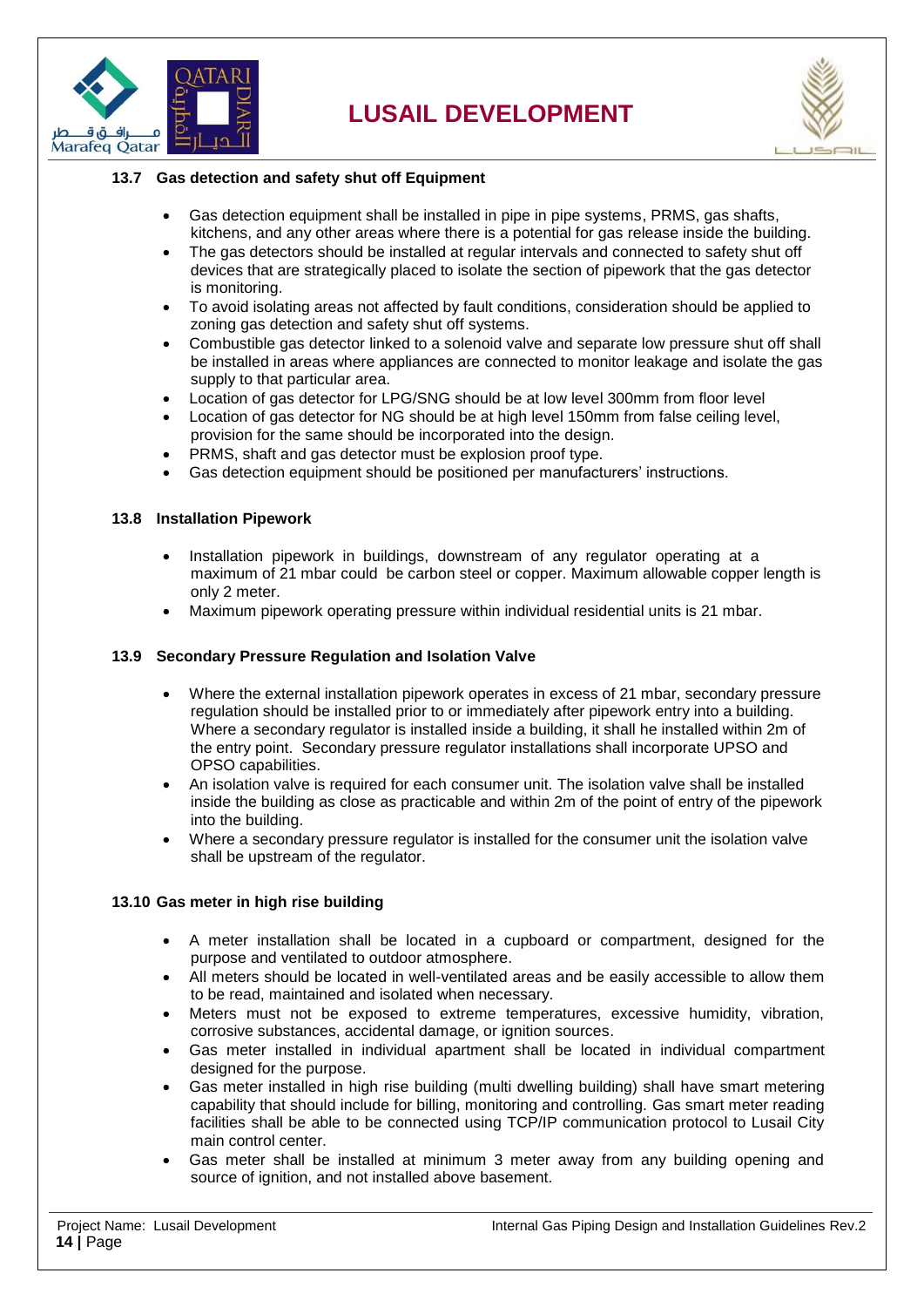### 13.7 Gas detection and safety shut off Equipment

- Gas detection equipment shall be installed in pipe in pipe systems, PRMS, gas shafts, kitchens, and any other areas where there is a potential for gas release inside the building.
- The gas detectors should be installed at regular intervals and connected to safety shut off devices that are strategically placed to isolate the section of pipework that the gas detector is monitoring.
- To avoid isolating areas not affected by fault conditions, consideration should be applied to zoning gas detection and safety shut off systems.
- Combustible gas detector linked to a solenoid valve and separate low pressure shut off shall be installed in areas where appliances are connected to monitor leakage and isolate the gas supply to that particular area.
- Location of gas detector for LPG/SNG should be at low level 300mm from floor level
- Location of gas detector for NG should be at high level 150mm from false ceiling level, provision for the same should be incorporated into the design.
- PRMS, shaft and gas detector must be explosion proof type.
- Gas detection equipment should be positioned per manufacturers' instructions.

### 13.8 Installation Pipework

- Installation pipework in buildings, downstream of any regulator operating at a maximum of 21 mbar could be carbon steel or copper. Maximum allowable copper length is only 2 meter.
- Maximum pipework operating pressure within individual residential units is 21 mbar.

### 13.9 Secondary Pressure Regulation and Isolation Valve

- Where the external installation pipework operates in excess of 21 mbar, secondary pressure regulation should be installed prior to or immediately after pipework entry into a building. Where a secondary regulator is installed inside a building, it shall he installed within 2m of the entry point. Secondary pressure regulator installations shall incorporate UPSO and OPSO capabilities.
- An isolation valve is required for each consumer unit. The isolation valve shall be installed inside the building as close as practicable and within 2m of the point of entry of the pipework into the building.
- Where a secondary pressure regulator is installed for the consumer unit the isolation valve shall be upstream of the regulator.

### 13.10 Gas meter in high rise building

- A meter installation shall be located in a cupboard or compartment, designed for the purpose and ventilated to outdoor atmosphere.
- All meters should be located in well-ventilated areas and be easily accessible to allow them to be read, maintained and isolated when necessary.
- Meters must not be exposed to extreme temperatures, excessive humidity, vibration, corrosive substances, accidental damage, or ignition sources.
- Gas meter installed in individual apartment shall be located in individual compartment designed for the purpose.
- Gas meter installed in high rise building (multi dwelling building) shall have smart metering capability that should include for billing, monitoring and controlling. Gas smart meter reading facilities shall be able to be connected using TCP/IP communication protocol to Lusail City main control center.
- Gas meter shall be installed at minimum 3 meter away from any building opening and source of ignition, and not installed above basement.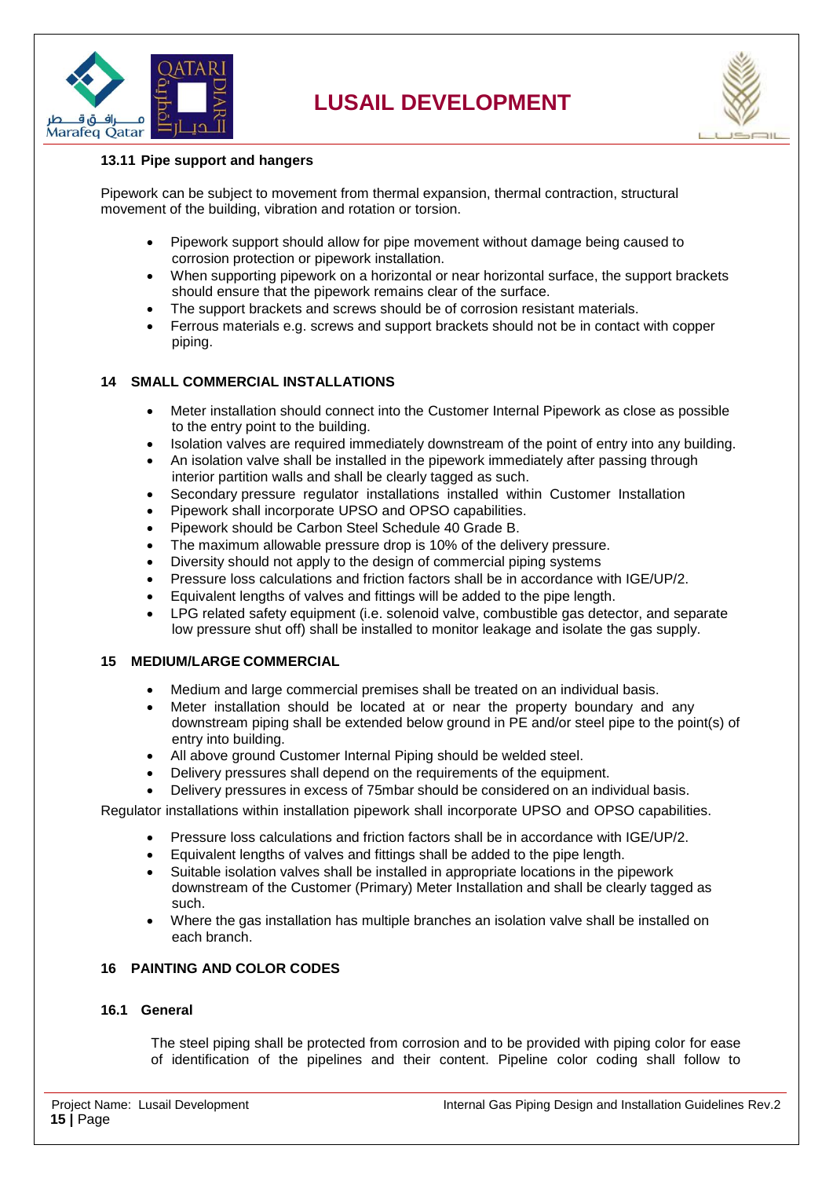### 13.11 Pipe support and hangers

Pipework can be subject to movement from thermal expansion, thermal contraction, structural movement of the building, vibration and rotation or torsion.

- Pipework support should allow for pipe movement without damage being caused to corrosion protection or pipework installation.
- When supporting pipework on a horizontal or near horizontal surface, the support brackets should ensure that the pipework remains clear of the surface.
- The support brackets and screws should be of corrosion resistant materials.
- Ferrous materials e.g. screws and support brackets should not be in contact with copper piping.

## 14 SMALL COMMERCIAL INSTALLATIONS

- Meter installation should connect into the Customer Internal Pipework as close as possible to the entry point to the building.
- Isolation valves are required immediately downstream of the point of entry into any building.
- An isolation valve shall be installed in the pipework immediately after passing through interior partition walls and shall be clearly tagged as such.
- Secondary pressure regulator installations installed within Customer Installation
- Pipework shall incorporate UPSO and OPSO capabilities.
- Pipework should be Carbon Steel Schedule 40 Grade B.
- The maximum allowable pressure drop is 10% of the delivery pressure.
- Diversity should not apply to the design of commercial piping systems
- Pressure loss calculations and friction factors shall be in accordance with IGE/UP/2.
- Equivalent lengths of valves and fittings will be added to the pipe length.
- LPG related safety equipment (i.e. solenoid valve, combustible gas detector, and separate low pressure shut off) shall be installed to monitor leakage and isolate the gas supply.

## 15 MEDIUM/LARGE COMMERCIAL

- Medium and large commercial premises shall be treated on an individual basis.
- Meter installation should be located at or near the property boundary and any downstream piping shall be extended below ground in PE and/or steel pipe to the point(s) of entry into building.
- All above ground Customer Internal Piping should be welded steel.
- Delivery pressures shall depend on the requirements of the equipment.
- Delivery pressures in excess of 75mbar should be considered on an individual basis.

Regulator installations within installation pipework shall incorporate UPSO and OPSO capabilities.

- Pressure loss calculations and friction factors shall be in accordance with IGE/UP/2.
- Equivalent lengths of valves and fittings shall be added to the pipe length.
- Suitable isolation valves shall be installed in appropriate locations in the pipework downstream of the Customer (Primary) Meter Installation and shall be clearly tagged as such.
- Where the gas installation has multiple branches an isolation valve shall be installed on each branch.

## 16 PAINTING AND COLOR CODES

### 16.1 General

The steel piping shall be protected from corrosion and to be provided with piping color for ease of identification of the pipelines and their content. Pipeline color coding shall follow to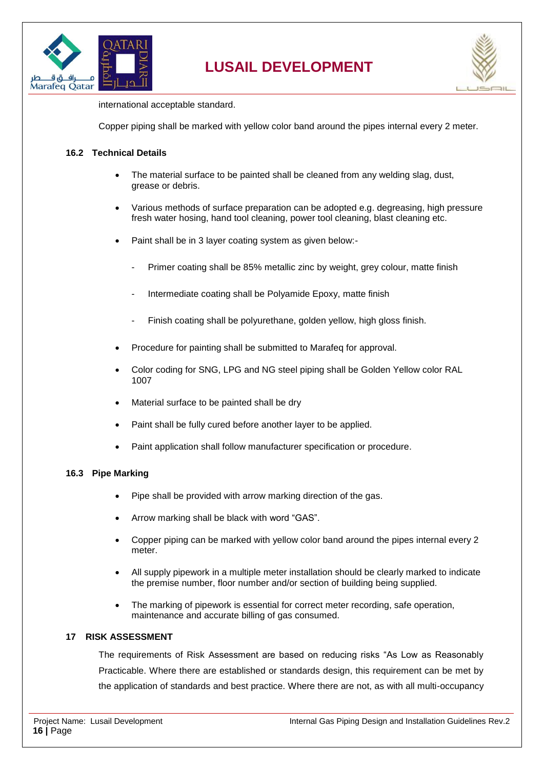international acceptable standard.

Copper piping shall be marked with yellow color band around the pipes internal every 2 meter.

### 16.2 Technical Details

- The material surface to be painted shall be cleaned from any welding slag, dust, grease or debris.
- Various methods of surface preparation can be adopted e.g. degreasing, high pressure fresh water hosing, hand tool cleaning, power tool cleaning, blast cleaning etc.
- Paint shall be in 3 layer coating system as given below:-
  - Primer coating shall be 85% metallic zinc by weight, grey colour, matte finish
  - Intermediate coating shall be Polyamide Epoxy, matte finish
  - Finish coating shall be polyurethane, golden yellow, high gloss finish.
- Procedure for painting shall be submitted to Marafeq for approval.
- Color coding for SNG, LPG and NG steel piping shall be Golden Yellow color RAL 1007
- Material surface to be painted shall be dry
- Paint shall be fully cured before another layer to be applied.
- Paint application shall follow manufacturer specification or procedure.

### 16.3 Pipe Marking

- Pipe shall be provided with arrow marking direction of the gas.
- Arrow marking shall be black with word "GAS".
- Copper piping can be marked with yellow color band around the pipes internal every 2 meter.
- All supply pipework in a multiple meter installation should be clearly marked to indicate the premise number, floor number and/or section of building being supplied.
- The marking of pipework is essential for correct meter recording, safe operation, maintenance and accurate billing of gas consumed.

## 17 RISK ASSESSMENT

The requirements of Risk Assessment are based on reducing risks "As Low as Reasonably Practicable. Where there are established or standards design, this requirement can be met by the application of standards and best practice. Where there are not, as with all multi-occupancy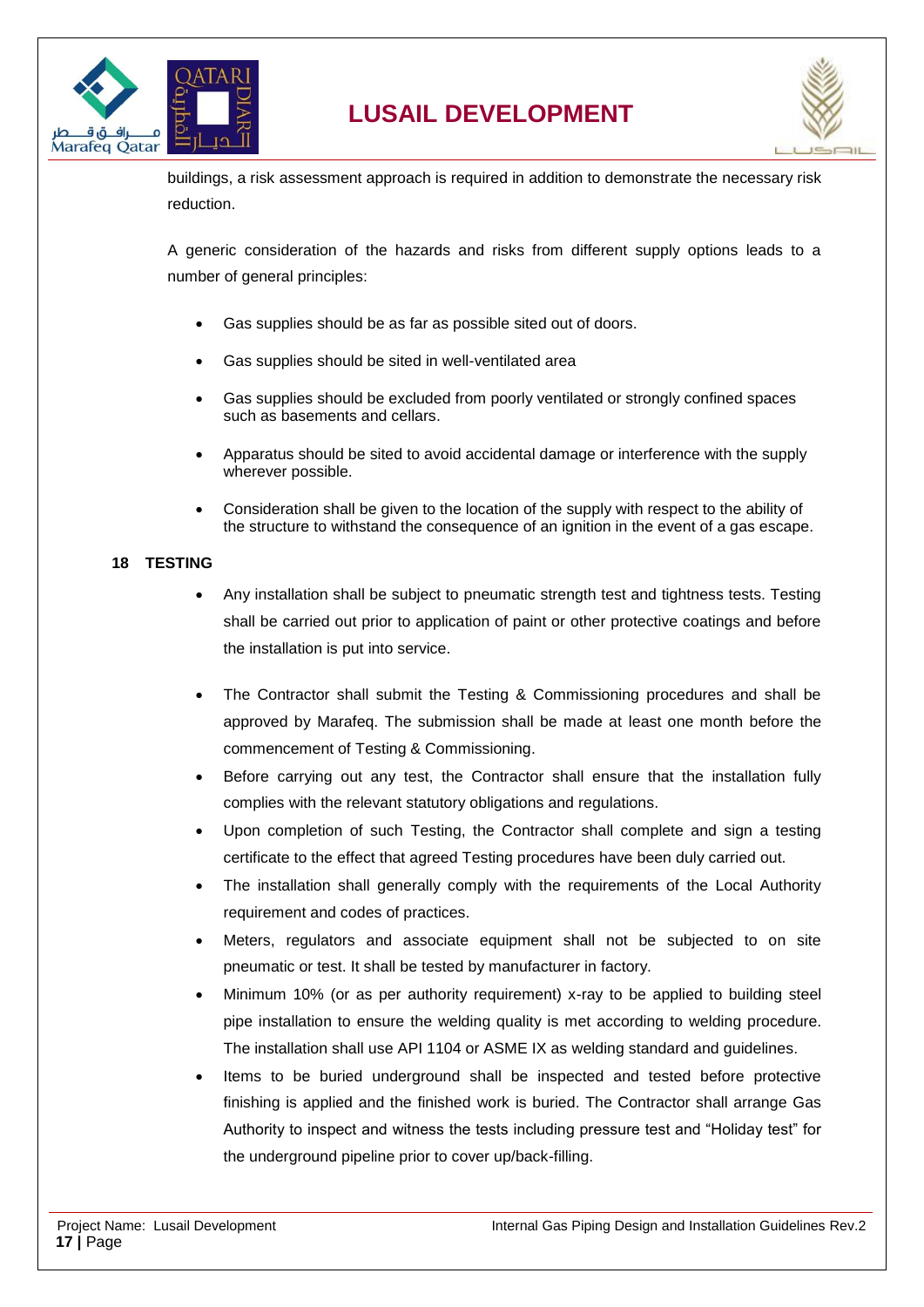buildings, a risk assessment approach is required in addition to demonstrate the necessary risk reduction.

A generic consideration of the hazards and risks from different supply options leads to a number of general principles:

- Gas supplies should be as far as possible sited out of doors.
- Gas supplies should be sited in well-ventilated area
- Gas supplies should be excluded from poorly ventilated or strongly confined spaces such as basements and cellars.
- Apparatus should be sited to avoid accidental damage or interference with the supply wherever possible.
- Consideration shall be given to the location of the supply with respect to the ability of the structure to withstand the consequence of an ignition in the event of a gas escape.

## 18 TESTING

- Any installation shall be subject to pneumatic strength test and tightness tests. Testing shall be carried out prior to application of paint or other protective coatings and before the installation is put into service.
- The Contractor shall submit the Testing & Commissioning procedures and shall be approved by Marafeq. The submission shall be made at least one month before the commencement of Testing & Commissioning.
- Before carrying out any test, the Contractor shall ensure that the installation fully complies with the relevant statutory obligations and regulations.
- Upon completion of such Testing, the Contractor shall complete and sign a testing certificate to the effect that agreed Testing procedures have been duly carried out.
- The installation shall generally comply with the requirements of the Local Authority requirement and codes of practices.
- Meters, regulators and associate equipment shall not be subjected to on site pneumatic or test. It shall be tested by manufacturer in factory.
- Minimum 10% (or as per authority requirement) x-ray to be applied to building steel pipe installation to ensure the welding quality is met according to welding procedure. The installation shall use API 1104 or ASME IX as welding standard and guidelines.
- Items to be buried underground shall be inspected and tested before protective finishing is applied and the finished work is buried. The Contractor shall arrange Gas Authority to inspect and witness the tests including pressure test and "Holiday test" for the underground pipeline prior to cover up/back-filling.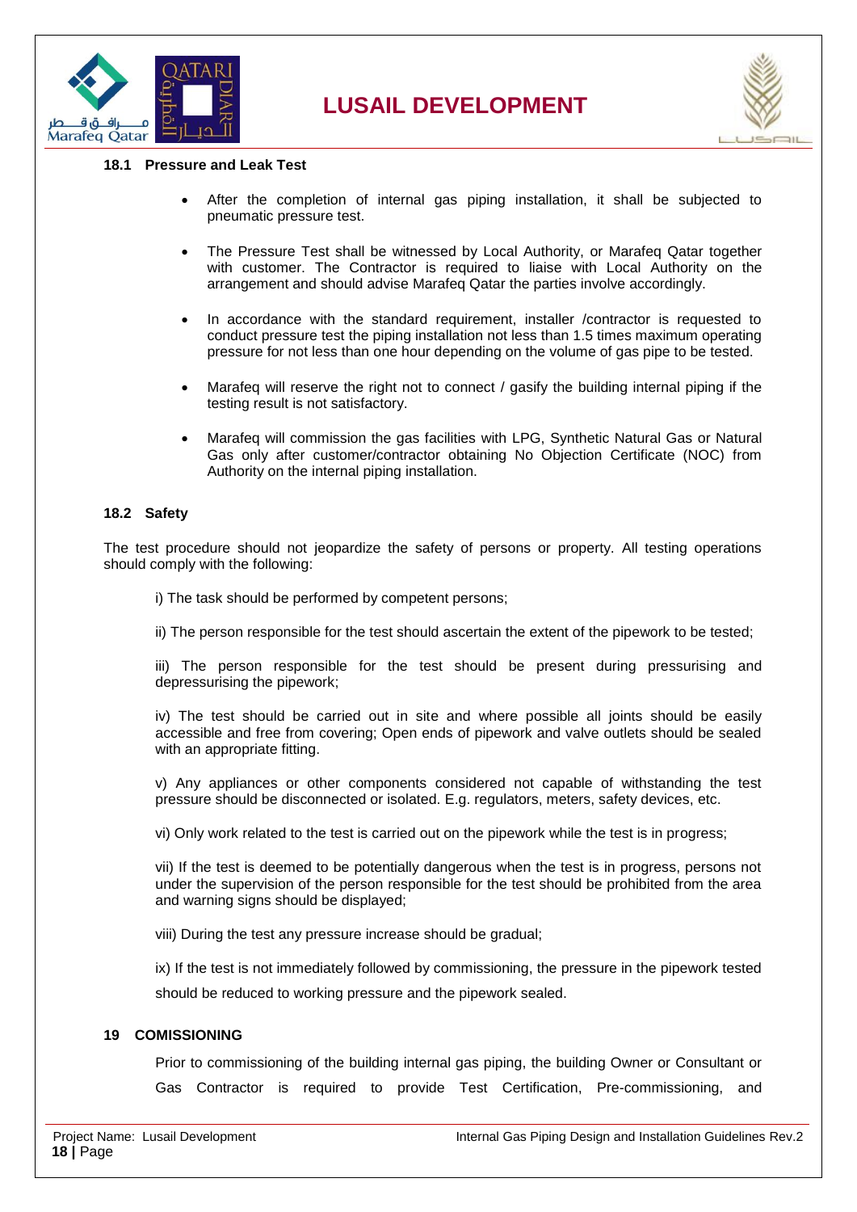### 18.1 Pressure and Leak Test

- After the completion of internal gas piping installation, it shall be subjected to pneumatic pressure test.
- The Pressure Test shall be witnessed by Local Authority, or Marafeq Qatar together with customer. The Contractor is required to liaise with Local Authority on the arrangement and should advise Marafeq Qatar the parties involve accordingly.
- In accordance with the standard requirement, installer /contractor is requested to conduct pressure test the piping installation not less than 1.5 times maximum operating pressure for not less than one hour depending on the volume of gas pipe to be tested.
- Marafeq will reserve the right not to connect / gasify the building internal piping if the testing result is not satisfactory.
- Marafeq will commission the gas facilities with LPG, Synthetic Natural Gas or Natural Gas only after customer/contractor obtaining No Objection Certificate (NOC) from Authority on the internal piping installation.

### 18.2 Safety

The test procedure should not jeopardize the safety of persons or property. All testing operations should comply with the following:

i) The task should be performed by competent persons;

ii) The person responsible for the test should ascertain the extent of the pipework to be tested;

iii) The person responsible for the test should be present during pressurising and depressurising the pipework;

iv) The test should be carried out in site and where possible all joints should be easily accessible and free from covering; Open ends of pipework and valve outlets should be sealed with an appropriate fitting.

v) Any appliances or other components considered not capable of withstanding the test pressure should be disconnected or isolated. E.g. regulators, meters, safety devices, etc.

vi) Only work related to the test is carried out on the pipework while the test is in progress;

vii) If the test is deemed to be potentially dangerous when the test is in progress, persons not under the supervision of the person responsible for the test should be prohibited from the area and warning signs should be displayed;

viii) During the test any pressure increase should be gradual;

ix) If the test is not immediately followed by commissioning, the pressure in the pipework tested should be reduced to working pressure and the pipework sealed.

## 19 COMISSIONING

Prior to commissioning of the building internal gas piping, the building Owner or Consultant or Gas Contractor is required to provide Test Certification, Pre-commissioning, and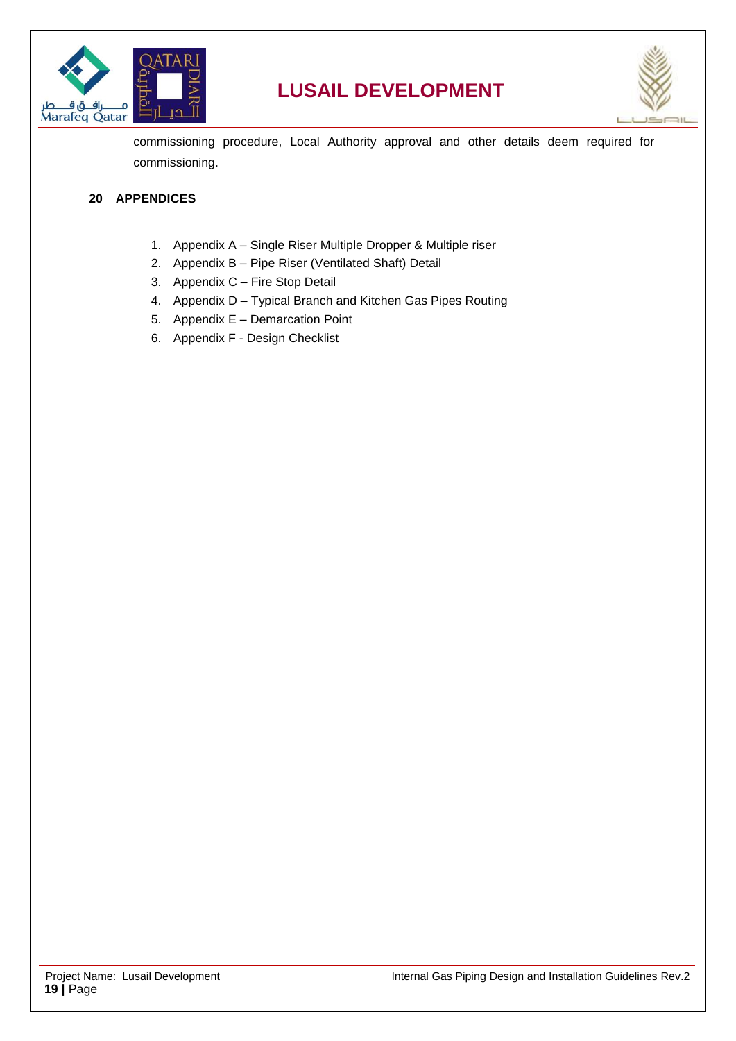commissioning procedure, Local Authority approval and other details deem required for commissioning.

## 20 APPENDICES

1. Appendix A – Single Riser Multiple Dropper & Multiple riser
2. Appendix B – Pipe Riser (Ventilated Shaft) Detail
3. Appendix C – Fire Stop Detail
4. Appendix D – Typical Branch and Kitchen Gas Pipes Routing
5. Appendix E – Demarcation Point
6. Appendix F - Design Checklist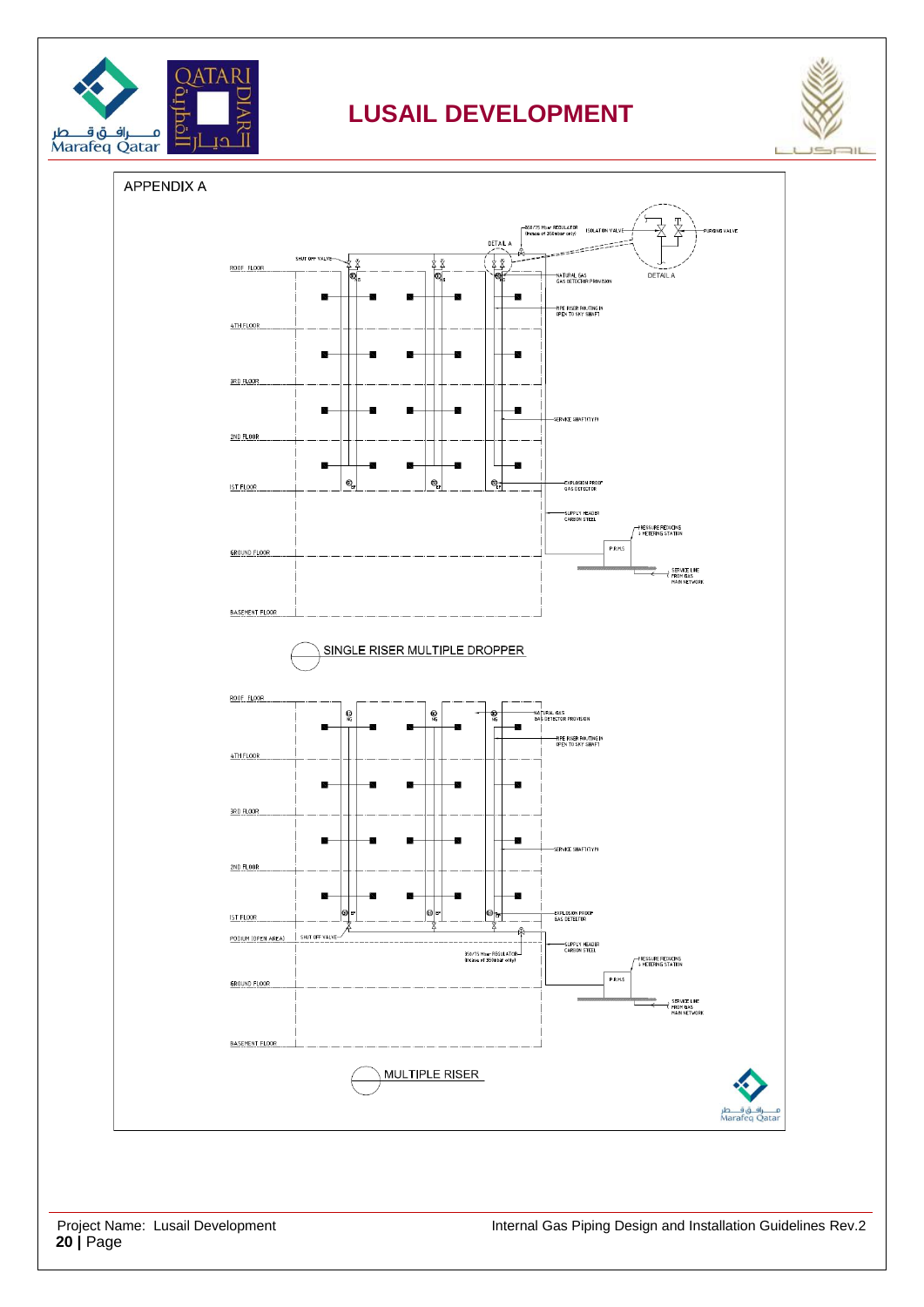APPENDIX A

ROOF FLOOR

4TH FLOOR

3RD FLOOR

2ND FLOOR

1ST FLOOR

GROUND FLOOR

BASEMENT FLOOR

SHUT OFF VALVE

350/75 Mbar REGULATOR (Incase of 350mbar only)

ISOLATION VALVE

PURGING VALVE

DETAIL A

NATURAL GAS GAS DETECTOR PROVISION

PIPE RISER ROUTING IN OPEN TO SKY SHAFT

SERVICE SHAFT(TYP)

EXPLOSION PROOF GAS DETECTOR

SUPPLY HEADER CARBON STEEL

PRESSURE REDUCING & METERING STATION

P.R.M.S

SERVICE LINE FROM GAS MAIN NETWORK

SINGLE RISER MULTIPLE DROPPER

ROOF FLOOR

4TH FLOOR

3RD FLOOR

2ND FLOOR

1ST FLOOR

PODIUM (OPEN AREA)

GROUND FLOOR

BASEMENT FLOOR

NATURAL GAS GAS DETECTOR PROVISION

PIPE RISER ROUTING IN OPEN TO SKY SHAFT

SERVICE SHAFT(TYP)

EXPLOSION PROOF GAS DETECTOR

SHUT OFF VALVE

350/75 Mbar REGULATOR (Incase of 350mbar only)

SUPPLY HEADER CARBON STEEL

PRESSURE REDUCING & METERING STATION

P.R.M.S

SERVICE LINE FROM GAS MAIN NETWORK

MULTIPLE RISER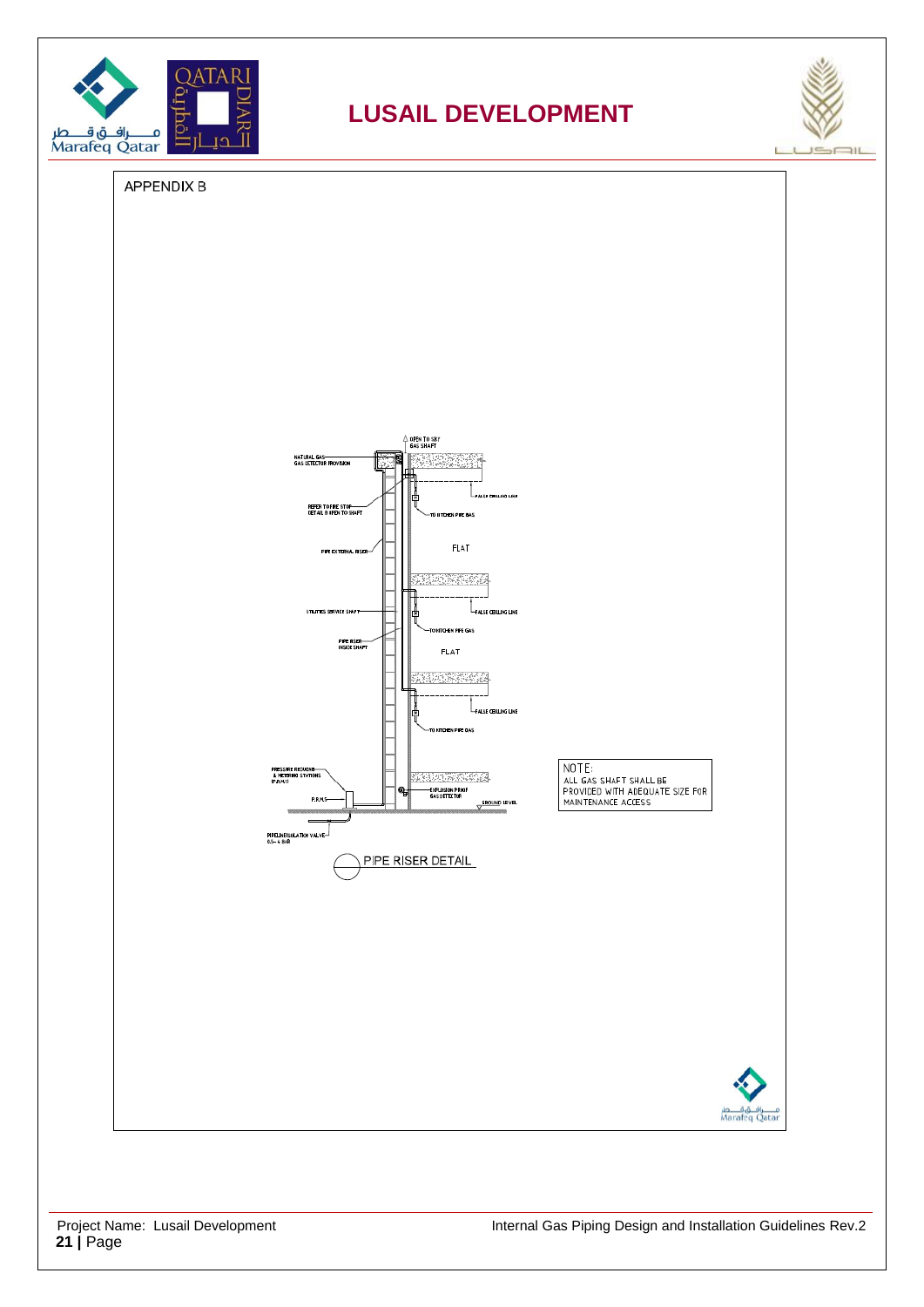APPENDIX B

OPEN TO SKY
GAS SHAFT

NATURAL GAS
GAS DETECTOR PROVISION

FALSE CEILING LINE

REFER TO PIPE STOP
DETAIL B OPEN TO SHAFT

TO KITCHEN PIPE GAS

FLAT

PIPE EXTERNAL RISER

FALSE CEILING LINE

UTILITIES SERVICE SHAFT

TO KITCHEN PIPE GAS

PIPE RISER
INSIDE SHAFT

FLAT

FALSE CEILING LINE

TO KITCHEN PIPE GAS

PRESSURE REDUCING
& METERING STATIONS
(P.R.M.S)

EXPLOSION PROOF
GAS DETECTOR

P.R.M.S

GROUND LEVEL

PIPELINE ISOLATION VALVE
0.5~4 BAR

PIPE RISER DETAIL

NOTE:
ALL GAS SHAFT SHALL BE
PROVIDED WITH ADEQUATE SIZE FOR
MAINTENANCE ACCESS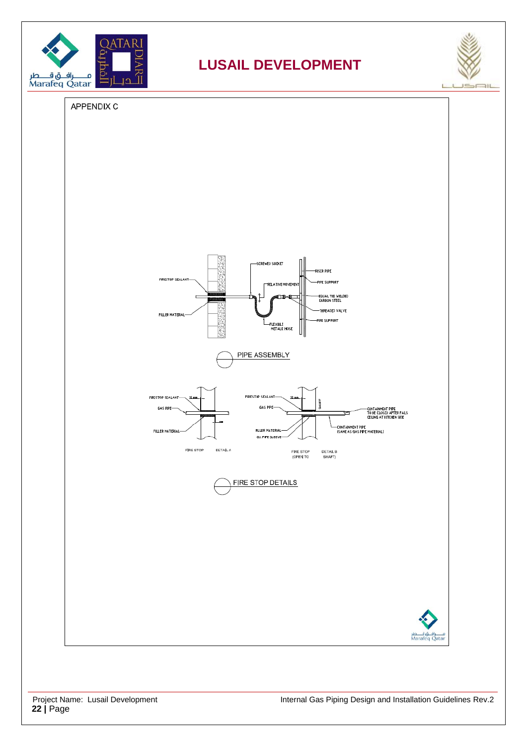APPENDIX C

SCREWED SOCKET

FIRESTOP SEALANT

RELATIVE MOVEMENT

RISER PIPE

PIPE SUPPORT

EQUAL TIE WELDED CARBON STEEL

FILLER MATERIAL

THREADED VALVE

PIPE SUPPORT

FLEXIBLE METALIC HOSE

PIPE ASSEMBLY

FIRESTOP SEALANT

GAS PIPE

FILLER MATERIAL

FIRE STOP DETAIL A

FIRESTOP SEALANT

GAS PIPE

SHAFT

CONTAINMENT PIPE TO BE CLOSED AFTER FALS CEILING AT KITCHEN SIDE

CONTAINMENT PIPE (SAME AS GAS PIPE MATERIAL)

FILLER MATERIAL

GI. PIPE SLEEVE

FIRE STOP (OPEN TO SHAFT) DETAIL B

FIRE STOP DETAILS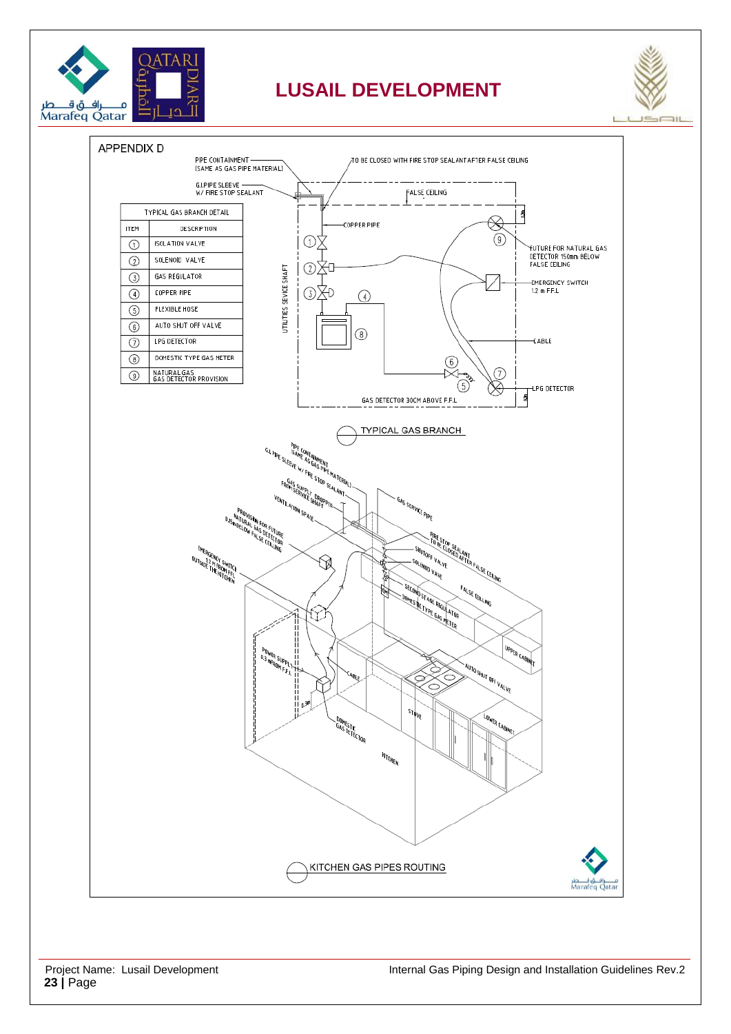# APPENDIX D

| TYPICAL GAS BRANCH DETAIL | |
|---|---|
| ITEM | DESCRIPTION |
| 1 | ISOLATION VALVE |
| 2 | SOLENOID VALVE |
| 3 | GAS REGULATOR |
| 4 | COPPER PIPE |
| 5 | FLEXIBLE HOSE |
| 6 | AUTO SHUT OFF VALVE |
| 7 | LPG DETECTOR |
| 8 | DOMESTIC TYPE GAS METER |
| 9 | NATURAL GAS GAS DETECTOR PROVISION |

PIPE CONTAINMENT (SAME AS GAS PIPE MATERIAL)

G.I.PIPE SLEEVE W/ FIRE STOP SEALANT

TO BE CLOSED WITH FIRE STOP SEALANT AFTER FALSE CEILING

FALSE CEILING

COPPER PIPE

UTILITIES SEVICE SHAFT

FUTURE FOR NATURAL GAS DETECTOR 150mm BELOW FALSE CEILING

EMERGENCY SWITCH 1.2 m F.F.L

CABLE

LPG DETECTOR

GAS DETECTOR 30CM ABOVE F.F.L

TYPICAL GAS BRANCH

PIPE CONTAINMENT (SAME AS GAS PIPE MATERIAL)

G.I. PIPE SLEEVE W/ FIRE STOP SEALANT

GAS SUPPLY DROPPER FROM SERVICE SHAFT

VENTILATION SPACE

PROVISION FOR FUTURE NATURAL GAS DETECTOR 0.15M BELOW FALSE CEILING

EMERGENCY SWITCH 1.2 M FROM FFL OUTSIDE THE KITCHEN

GAS SERVICE PIPE

FIRE STOP SEALANT TO BE CLOSED AFTER FALSE CEILING

SHUTOFF VALVE

SOLENOID VAVE

FALSE CEILING

SECOND STAGE REGULATOR

DOMESTIC TYPE GAS METER

UPPER CABINET

POWER SUPPLY 0.3 M FROM F.F.L

CABLE

AUTO SHUT OFF VALVE

STOVE

LOWER CABINET

DOMESTIC GAS DETECTOR

KITCHEN

KITCHEN GAS PIPES ROUTING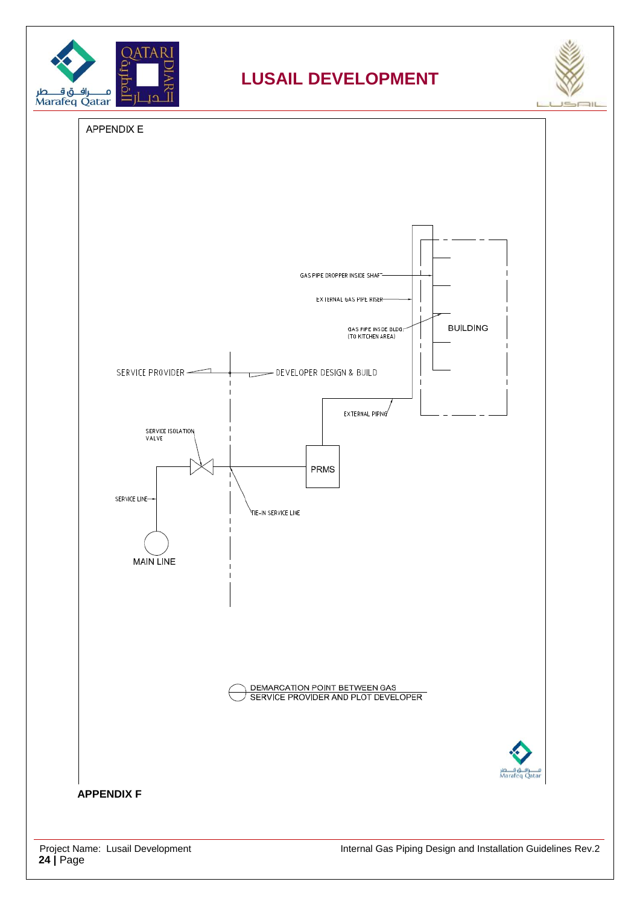APPENDIX E

GAS PIPE DROPPER INSIDE SHAFT

EXTERNAL GAS PIPE RISER

GAS PIPE INSIDE BLDG. (TO KITCHEN AREA)

BUILDING

SERVICE PROVIDER

DEVELOPER DESIGN & BUILD

EXTERNAL PIPING

SERVICE ISOLATION VALVE

PRMS

SERVICE LINE

TIE-IN SERVICE LINE

MAIN LINE

DEMARCATION POINT BETWEEN GAS SERVICE PROVIDER AND PLOT DEVELOPER

**APPENDIX F**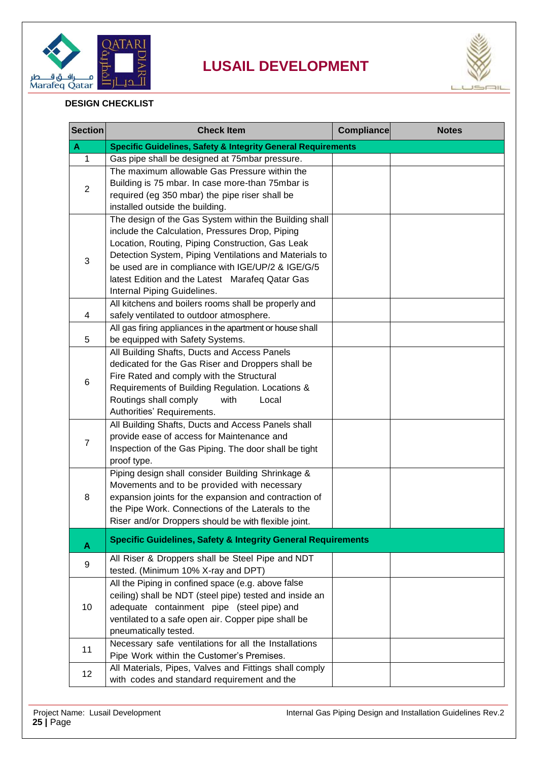# LUSAIL DEVELOPMENT

**DESIGN CHECKLIST**

| Section | Check Item | Compliance | Notes |
|---|---|---|---|
| **A** | **Specific Guidelines, Safety & Integrity General Requirements** | | |
| 1 | Gas pipe shall be designed at 75mbar pressure. | | |
| 2 | The maximum allowable Gas Pressure within the Building is 75 mbar. In case more-than 75mbar is required (eg 350 mbar) the pipe riser shall be installed outside the building. | | |
| 3 | The design of the Gas System within the Building shall include the Calculation, Pressures Drop, Piping Location, Routing, Piping Construction, Gas Leak Detection System, Piping Ventilations and Materials to be used are in compliance with IGE/UP/2 & IGE/G/5 latest Edition and the Latest Marafeq Qatar Gas Internal Piping Guidelines. | | |
| 4 | All kitchens and boilers rooms shall be properly and safely ventilated to outdoor atmosphere. | | |
| 5 | All gas firing appliances in the apartment or house shall be equipped with Safety Systems. | | |
| 6 | All Building Shafts, Ducts and Access Panels dedicated for the Gas Riser and Droppers shall be Fire Rated and comply with the Structural Requirements of Building Regulation. Locations & Routings shall comply with Local Authorities' Requirements. | | |
| 7 | All Building Shafts, Ducts and Access Panels shall provide ease of access for Maintenance and Inspection of the Gas Piping. The door shall be tight proof type. | | |
| 8 | Piping design shall consider Building Shrinkage & Movements and to be provided with necessary expansion joints for the expansion and contraction of the Pipe Work. Connections of the Laterals to the Riser and/or Droppers should be with flexible joint. | | |
| **A** | **Specific Guidelines, Safety & Integrity General Requirements** | | |
| 9 | All Riser & Droppers shall be Steel Pipe and NDT tested. (Minimum 10% X-ray and DPT) | | |
| 10 | All the Piping in confined space (e.g. above false ceiling) shall be NDT (steel pipe) tested and inside an adequate containment pipe (steel pipe) and ventilated to a safe open air. Copper pipe shall be pneumatically tested. | | |
| 11 | Necessary safe ventilations for all the Installations Pipe Work within the Customer's Premises. | | |
| 12 | All Materials, Pipes, Valves and Fittings shall comply with codes and standard requirement and the | | |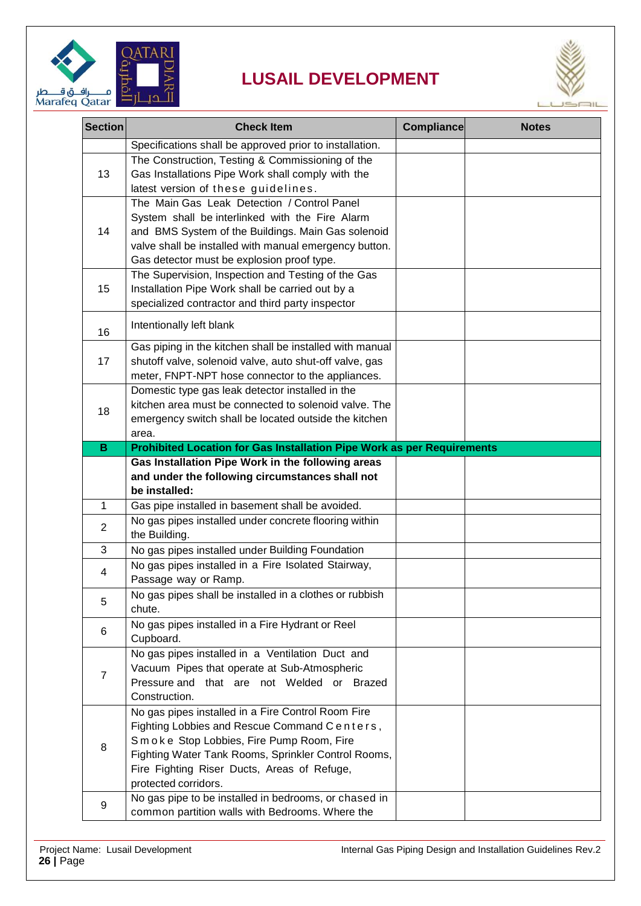| Section | Check Item | Compliance | Notes |
|---|---|---|---|
| | Specifications shall be approved prior to installation. | | |
| 13 | The Construction, Testing & Commissioning of the Gas Installations Pipe Work shall comply with the latest version of these guidelines. | | |
| 14 | The Main Gas Leak Detection / Control Panel System shall be interlinked with the Fire Alarm and BMS System of the Buildings. Main Gas solenoid valve shall be installed with manual emergency button. Gas detector must be explosion proof type. | | |
| 15 | The Supervision, Inspection and Testing of the Gas Installation Pipe Work shall be carried out by a specialized contractor and third party inspector | | |
| 16 | Intentionally left blank | | |
| 17 | Gas piping in the kitchen shall be installed with manual shutoff valve, solenoid valve, auto shut-off valve, gas meter, FNPT-NPT hose connector to the appliances. | | |
| 18 | Domestic type gas leak detector installed in the kitchen area must be connected to solenoid valve. The emergency switch shall be located outside the kitchen area. | | |
| **B** | **Prohibited Location for Gas Installation Pipe Work as per Requirements** | | |
| | **Gas Installation Pipe Work in the following areas and under the following circumstances shall not be installed:** | | |
| 1 | Gas pipe installed in basement shall be avoided. | | |
| 2 | No gas pipes installed under concrete flooring within the Building. | | |
| 3 | No gas pipes installed under Building Foundation | | |
| 4 | No gas pipes installed in a Fire Isolated Stairway, Passage way or Ramp. | | |
| 5 | No gas pipes shall be installed in a clothes or rubbish chute. | | |
| 6 | No gas pipes installed in a Fire Hydrant or Reel Cupboard. | | |
| 7 | No gas pipes installed in a Ventilation Duct and Vacuum Pipes that operate at Sub-Atmospheric Pressure and that are not Welded or Brazed Construction. | | |
| 8 | No gas pipes installed in a Fire Control Room Fire Fighting Lobbies and Rescue Command Centers, Smoke Stop Lobbies, Fire Pump Room, Fire Fighting Water Tank Rooms, Sprinkler Control Rooms, Fire Fighting Riser Ducts, Areas of Refuge, protected corridors. | | |
| 9 | No gas pipe to be installed in bedrooms, or chased in common partition walls with Bedrooms. Where the | | |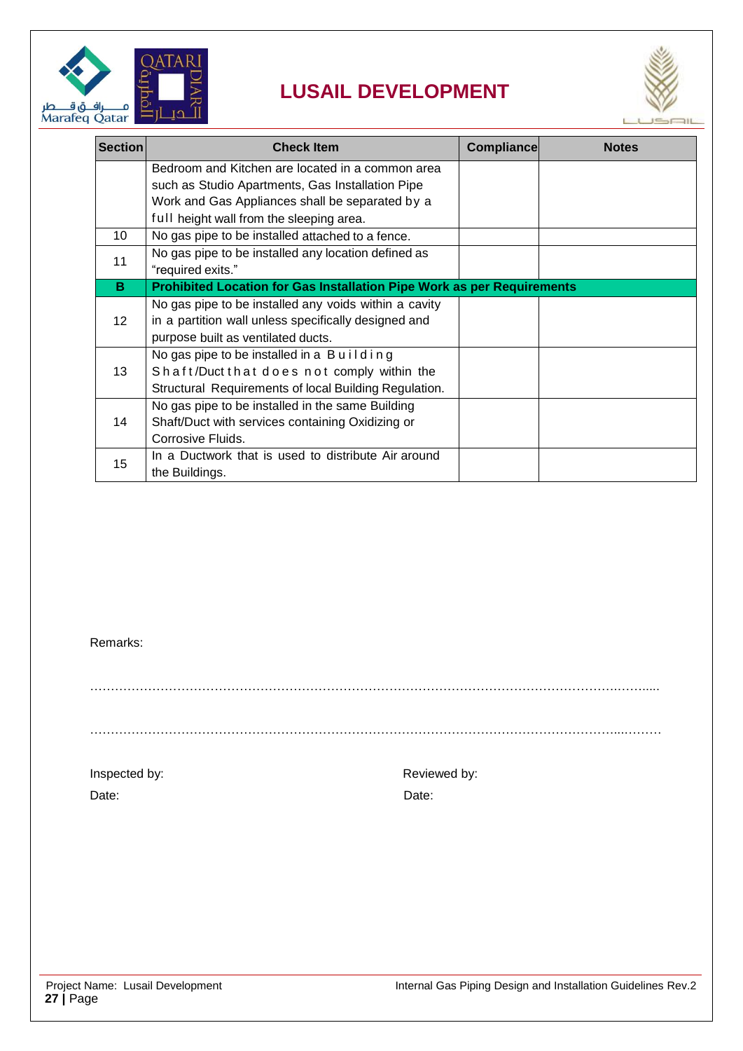| Section | Check Item | Compliance | Notes |
|---|---|---|---|
| | Bedroom and Kitchen are located in a common area such as Studio Apartments, Gas Installation Pipe Work and Gas Appliances shall be separated by a full height wall from the sleeping area. | | |
| 10 | No gas pipe to be installed attached to a fence. | | |
| 11 | No gas pipe to be installed any location defined as "required exits." | | |
| **B** | **Prohibited Location for Gas Installation Pipe Work as per Requirements** | | |
| 12 | No gas pipe to be installed any voids within a cavity in a partition wall unless specifically designed and purpose built as ventilated ducts. | | |
| 13 | No gas pipe to be installed in a Building Shaft/Duct that does not comply within the Structural Requirements of local Building Regulation. | | |
| 14 | No gas pipe to be installed in the same Building Shaft/Duct with services containing Oxidizing or Corrosive Fluids. | | |
| 15 | In a Ductwork that is used to distribute Air around the Buildings. | | |

Remarks:

……………………………………………………………………………………………………………………....

……………………………………………………………………………………………………………………....

Inspected by:

Date:

Reviewed by:

Date: